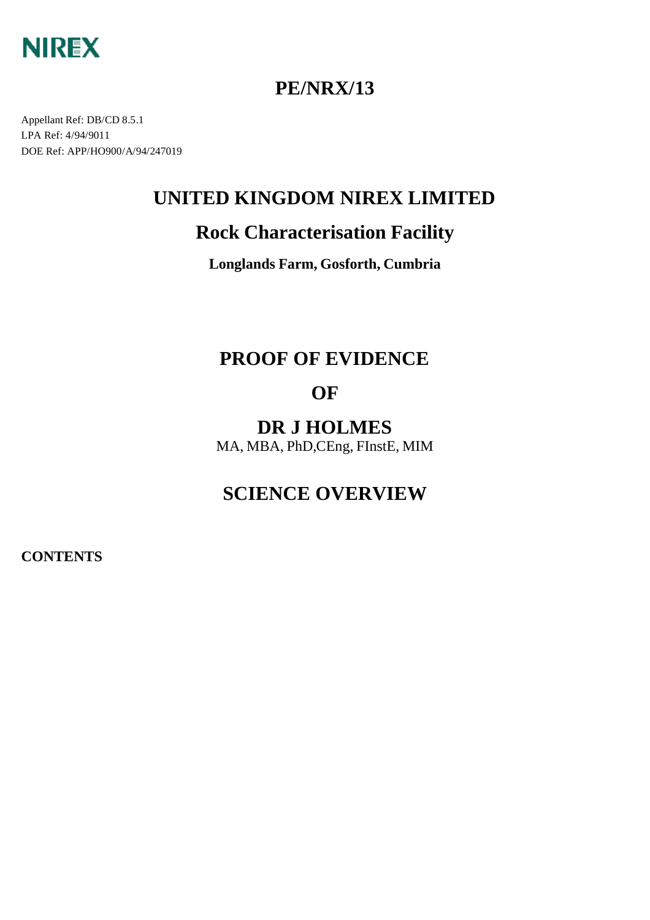NIREX

# PE/NRX/13

Appellant Ref: DB/CD 8.5.1
LPA Ref: 4/94/9011
DOE Ref: APP/HO900/A/94/247019

# UNITED KINGDOM NIREX LIMITED

## Rock Characterisation Facility

**Longlands Farm, Gosforth, Cumbria**

# PROOF OF EVIDENCE

# OF

# DR J HOLMES

MA, MBA, PhD,CEng, FInstE, MIM

# SCIENCE OVERVIEW

**CONTENTS**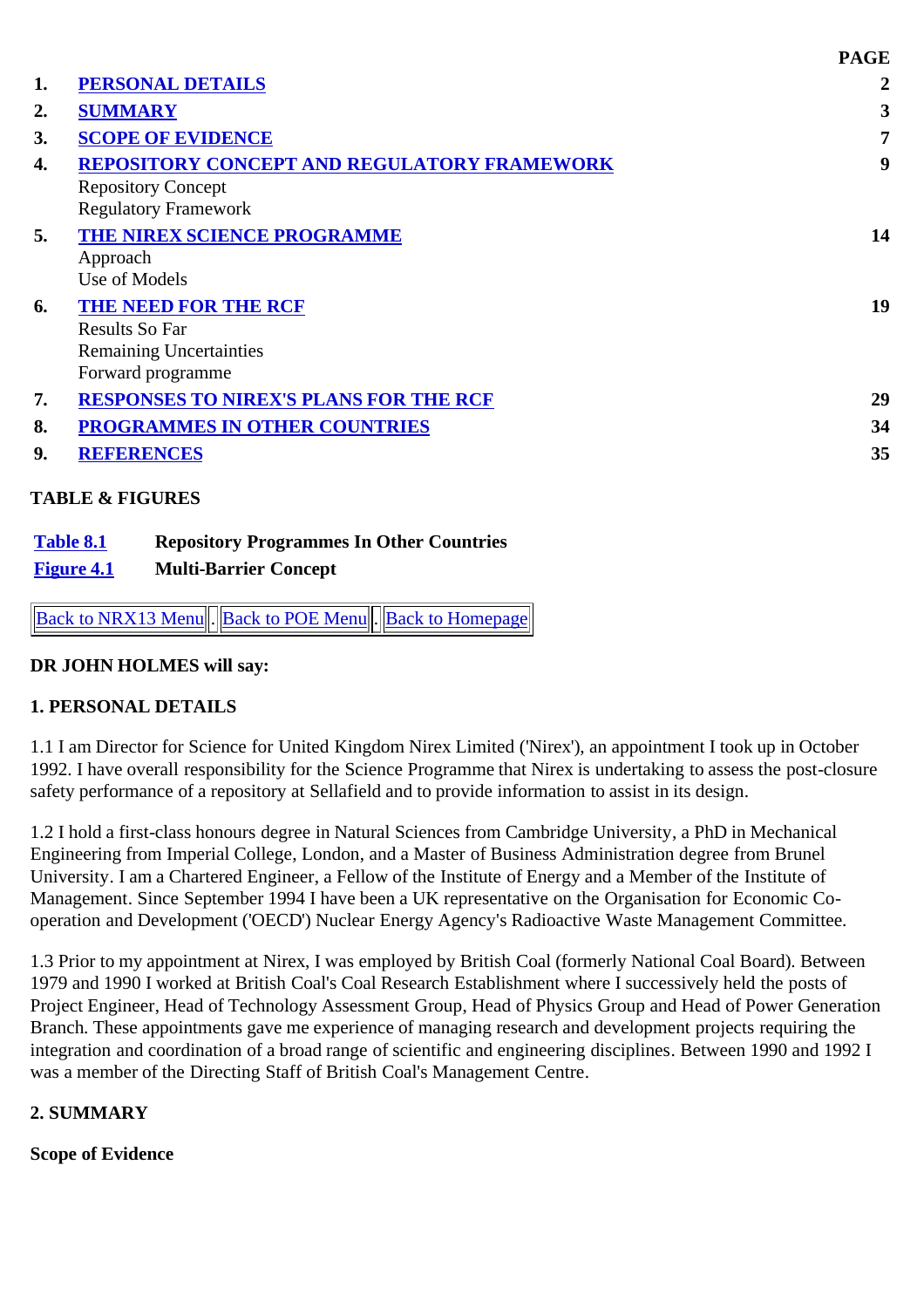| | | PAGE |
|---|---|---|
| 1. | PERSONAL DETAILS | 2 |
| 2. | SUMMARY | 3 |
| 3. | SCOPE OF EVIDENCE | 7 |
| 4. | REPOSITORY CONCEPT AND REGULATORY FRAMEWORK<br>Repository Concept<br>Regulatory Framework | 9 |
| 5. | THE NIREX SCIENCE PROGRAMME<br>Approach<br>Use of Models | 14 |
| 6. | THE NEED FOR THE RCF<br>Results So Far<br>Remaining Uncertainties<br>Forward programme | 19 |
| 7. | RESPONSES TO NIREX'S PLANS FOR THE RCF | 29 |
| 8. | PROGRAMMES IN OTHER COUNTRIES | 34 |
| 9. | REFERENCES | 35 |

**TABLE & FIGURES**

| | |
|---|---|
| Table 8.1 | **Repository Programmes In Other Countries** |
| Figure 4.1 | **Multi-Barrier Concept** |

Back to NRX13 Menu . Back to POE Menu . Back to Homepage

**DR JOHN HOLMES will say:**

## 1. PERSONAL DETAILS

1.1 I am Director for Science for United Kingdom Nirex Limited ('Nirex'), an appointment I took up in October 1992. I have overall responsibility for the Science Programme that Nirex is undertaking to assess the post-closure safety performance of a repository at Sellafield and to provide information to assist in its design.

1.2 I hold a first-class honours degree in Natural Sciences from Cambridge University, a PhD in Mechanical Engineering from Imperial College, London, and a Master of Business Administration degree from Brunel University. I am a Chartered Engineer, a Fellow of the Institute of Energy and a Member of the Institute of Management. Since September 1994 I have been a UK representative on the Organisation for Economic Co-operation and Development ('OECD') Nuclear Energy Agency's Radioactive Waste Management Committee.

1.3 Prior to my appointment at Nirex, I was employed by British Coal (formerly National Coal Board). Between 1979 and 1990 I worked at British Coal's Coal Research Establishment where I successively held the posts of Project Engineer, Head of Technology Assessment Group, Head of Physics Group and Head of Power Generation Branch. These appointments gave me experience of managing research and development projects requiring the integration and coordination of a broad range of scientific and engineering disciplines. Between 1990 and 1992 I was a member of the Directing Staff of British Coal's Management Centre.

## 2. SUMMARY

**Scope of Evidence**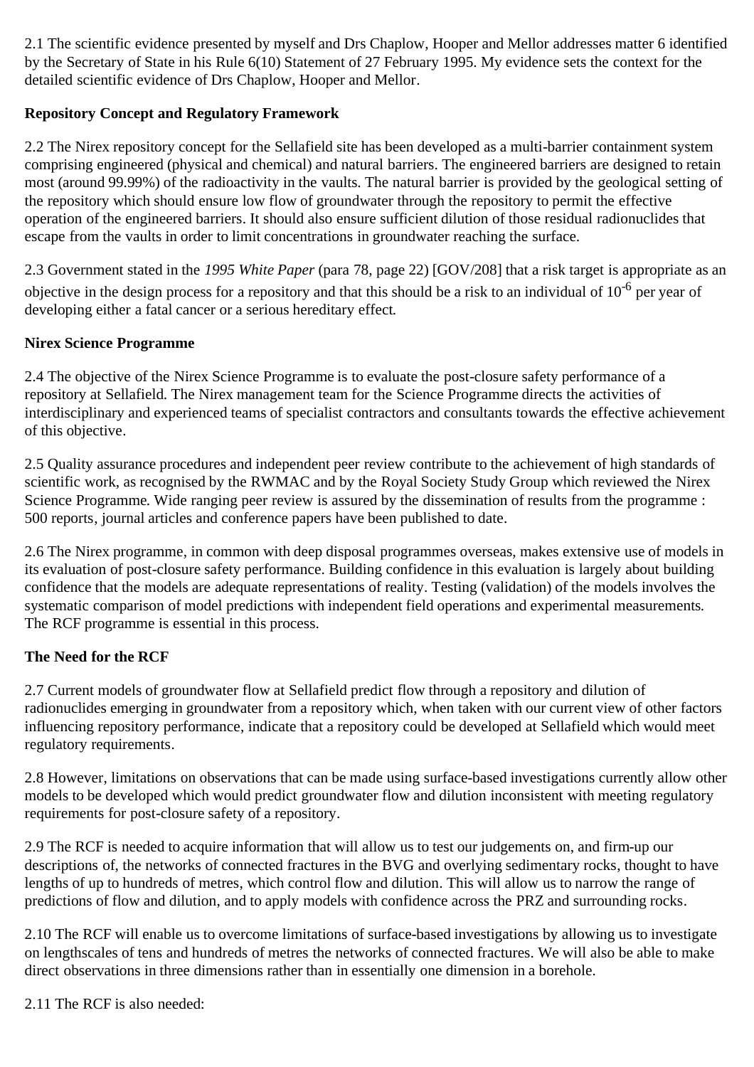2.1 The scientific evidence presented by myself and Drs Chaplow, Hooper and Mellor addresses matter 6 identified by the Secretary of State in his Rule 6(10) Statement of 27 February 1995. My evidence sets the context for the detailed scientific evidence of Drs Chaplow, Hooper and Mellor.

**Repository Concept and Regulatory Framework**

2.2 The Nirex repository concept for the Sellafield site has been developed as a multi-barrier containment system comprising engineered (physical and chemical) and natural barriers. The engineered barriers are designed to retain most (around 99.99%) of the radioactivity in the vaults. The natural barrier is provided by the geological setting of the repository which should ensure low flow of groundwater through the repository to permit the effective operation of the engineered barriers. It should also ensure sufficient dilution of those residual radionuclides that escape from the vaults in order to limit concentrations in groundwater reaching the surface.

2.3 Government stated in the *1995 White Paper* (para 78, page 22) [GOV/208] that a risk target is appropriate as an objective in the design process for a repository and that this should be a risk to an individual of $10^{-6}$ per year of developing either a fatal cancer or a serious hereditary effect.

**Nirex Science Programme**

2.4 The objective of the Nirex Science Programme is to evaluate the post-closure safety performance of a repository at Sellafield. The Nirex management team for the Science Programme directs the activities of interdisciplinary and experienced teams of specialist contractors and consultants towards the effective achievement of this objective.

2.5 Quality assurance procedures and independent peer review contribute to the achievement of high standards of scientific work, as recognised by the RWMAC and by the Royal Society Study Group which reviewed the Nirex Science Programme. Wide ranging peer review is assured by the dissemination of results from the programme : 500 reports, journal articles and conference papers have been published to date.

2.6 The Nirex programme, in common with deep disposal programmes overseas, makes extensive use of models in its evaluation of post-closure safety performance. Building confidence in this evaluation is largely about building confidence that the models are adequate representations of reality. Testing (validation) of the models involves the systematic comparison of model predictions with independent field operations and experimental measurements. The RCF programme is essential in this process.

**The Need for the RCF**

2.7 Current models of groundwater flow at Sellafield predict flow through a repository and dilution of radionuclides emerging in groundwater from a repository which, when taken with our current view of other factors influencing repository performance, indicate that a repository could be developed at Sellafield which would meet regulatory requirements.

2.8 However, limitations on observations that can be made using surface-based investigations currently allow other models to be developed which would predict groundwater flow and dilution inconsistent with meeting regulatory requirements for post-closure safety of a repository.

2.9 The RCF is needed to acquire information that will allow us to test our judgements on, and firm-up our descriptions of, the networks of connected fractures in the BVG and overlying sedimentary rocks, thought to have lengths of up to hundreds of metres, which control flow and dilution. This will allow us to narrow the range of predictions of flow and dilution, and to apply models with confidence across the PRZ and surrounding rocks.

2.10 The RCF will enable us to overcome limitations of surface-based investigations by allowing us to investigate on lengthscales of tens and hundreds of metres the networks of connected fractures. We will also be able to make direct observations in three dimensions rather than in essentially one dimension in a borehole.

2.11 The RCF is also needed: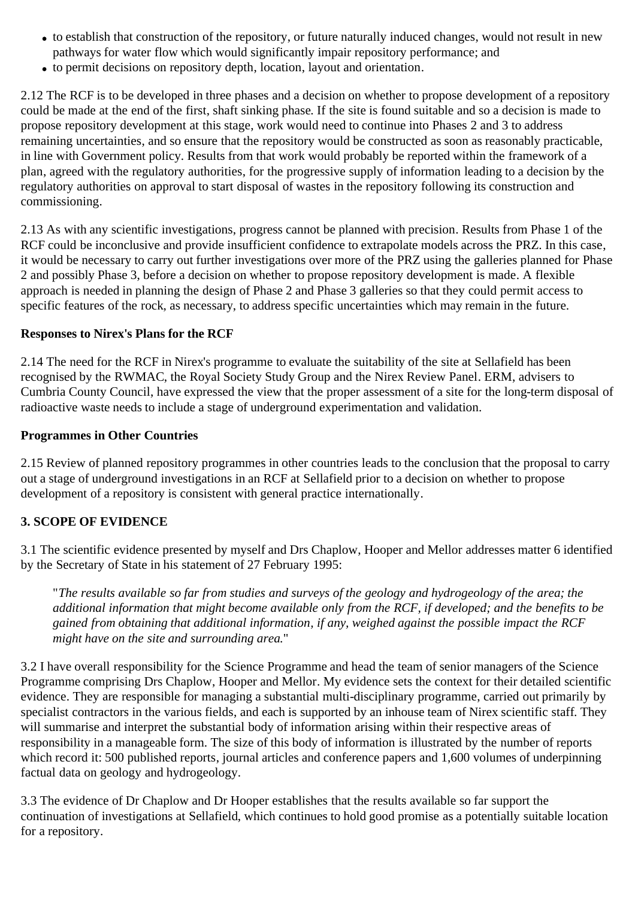- to establish that construction of the repository, or future naturally induced changes, would not result in new pathways for water flow which would significantly impair repository performance; and
- to permit decisions on repository depth, location, layout and orientation.

2.12 The RCF is to be developed in three phases and a decision on whether to propose development of a repository could be made at the end of the first, shaft sinking phase. If the site is found suitable and so a decision is made to propose repository development at this stage, work would need to continue into Phases 2 and 3 to address remaining uncertainties, and so ensure that the repository would be constructed as soon as reasonably practicable, in line with Government policy. Results from that work would probably be reported within the framework of a plan, agreed with the regulatory authorities, for the progressive supply of information leading to a decision by the regulatory authorities on approval to start disposal of wastes in the repository following its construction and commissioning.

2.13 As with any scientific investigations, progress cannot be planned with precision. Results from Phase 1 of the RCF could be inconclusive and provide insufficient confidence to extrapolate models across the PRZ. In this case, it would be necessary to carry out further investigations over more of the PRZ using the galleries planned for Phase 2 and possibly Phase 3, before a decision on whether to propose repository development is made. A flexible approach is needed in planning the design of Phase 2 and Phase 3 galleries so that they could permit access to specific features of the rock, as necessary, to address specific uncertainties which may remain in the future.

**Responses to Nirex's Plans for the RCF**

2.14 The need for the RCF in Nirex's programme to evaluate the suitability of the site at Sellafield has been recognised by the RWMAC, the Royal Society Study Group and the Nirex Review Panel. ERM, advisers to Cumbria County Council, have expressed the view that the proper assessment of a site for the long-term disposal of radioactive waste needs to include a stage of underground experimentation and validation.

**Programmes in Other Countries**

2.15 Review of planned repository programmes in other countries leads to the conclusion that the proposal to carry out a stage of underground investigations in an RCF at Sellafield prior to a decision on whether to propose development of a repository is consistent with general practice internationally.

**3. SCOPE OF EVIDENCE**

3.1 The scientific evidence presented by myself and Drs Chaplow, Hooper and Mellor addresses matter 6 identified by the Secretary of State in his statement of 27 February 1995:

> "*The results available so far from studies and surveys of the geology and hydrogeology of the area; the additional information that might become available only from the RCF, if developed; and the benefits to be gained from obtaining that additional information, if any, weighed against the possible impact the RCF might have on the site and surrounding area.*"

3.2 I have overall responsibility for the Science Programme and head the team of senior managers of the Science Programme comprising Drs Chaplow, Hooper and Mellor. My evidence sets the context for their detailed scientific evidence. They are responsible for managing a substantial multi-disciplinary programme, carried out primarily by specialist contractors in the various fields, and each is supported by an inhouse team of Nirex scientific staff. They will summarise and interpret the substantial body of information arising within their respective areas of responsibility in a manageable form. The size of this body of information is illustrated by the number of reports which record it: 500 published reports, journal articles and conference papers and 1,600 volumes of underpinning factual data on geology and hydrogeology.

3.3 The evidence of Dr Chaplow and Dr Hooper establishes that the results available so far support the continuation of investigations at Sellafield, which continues to hold good promise as a potentially suitable location for a repository.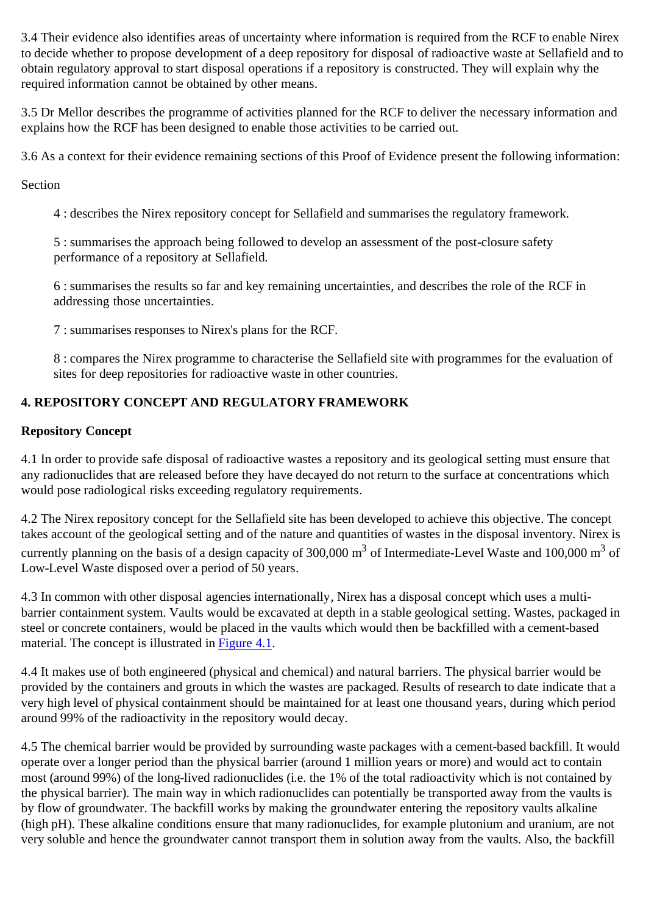3.4 Their evidence also identifies areas of uncertainty where information is required from the RCF to enable Nirex to decide whether to propose development of a deep repository for disposal of radioactive waste at Sellafield and to obtain regulatory approval to start disposal operations if a repository is constructed. They will explain why the required information cannot be obtained by other means.

3.5 Dr Mellor describes the programme of activities planned for the RCF to deliver the necessary information and explains how the RCF has been designed to enable those activities to be carried out.

3.6 As a context for their evidence remaining sections of this Proof of Evidence present the following information:

Section

> 4 : describes the Nirex repository concept for Sellafield and summarises the regulatory framework.
>
> 5 : summarises the approach being followed to develop an assessment of the post-closure safety performance of a repository at Sellafield.
>
> 6 : summarises the results so far and key remaining uncertainties, and describes the role of the RCF in addressing those uncertainties.
>
> 7 : summarises responses to Nirex's plans for the RCF.
>
> 8 : compares the Nirex programme to characterise the Sellafield site with programmes for the evaluation of sites for deep repositories for radioactive waste in other countries.

**4. REPOSITORY CONCEPT AND REGULATORY FRAMEWORK**

**Repository Concept**

4.1 In order to provide safe disposal of radioactive wastes a repository and its geological setting must ensure that any radionuclides that are released before they have decayed do not return to the surface at concentrations which would pose radiological risks exceeding regulatory requirements.

4.2 The Nirex repository concept for the Sellafield site has been developed to achieve this objective. The concept takes account of the geological setting and of the nature and quantities of wastes in the disposal inventory. Nirex is currently planning on the basis of a design capacity of 300,000 $m^3$ of Intermediate-Level Waste and 100,000 $m^3$ of Low-Level Waste disposed over a period of 50 years.

4.3 In common with other disposal agencies internationally, Nirex has a disposal concept which uses a multi-barrier containment system. Vaults would be excavated at depth in a stable geological setting. Wastes, packaged in steel or concrete containers, would be placed in the vaults which would then be backfilled with a cement-based material. The concept is illustrated in Figure 4.1.

4.4 It makes use of both engineered (physical and chemical) and natural barriers. The physical barrier would be provided by the containers and grouts in which the wastes are packaged. Results of research to date indicate that a very high level of physical containment should be maintained for at least one thousand years, during which period around 99% of the radioactivity in the repository would decay.

4.5 The chemical barrier would be provided by surrounding waste packages with a cement-based backfill. It would operate over a longer period than the physical barrier (around 1 million years or more) and would act to contain most (around 99%) of the long-lived radionuclides (i.e. the 1% of the total radioactivity which is not contained by the physical barrier). The main way in which radionuclides can potentially be transported away from the vaults is by flow of groundwater. The backfill works by making the groundwater entering the repository vaults alkaline (high pH). These alkaline conditions ensure that many radionuclides, for example plutonium and uranium, are not very soluble and hence the groundwater cannot transport them in solution away from the vaults. Also, the backfill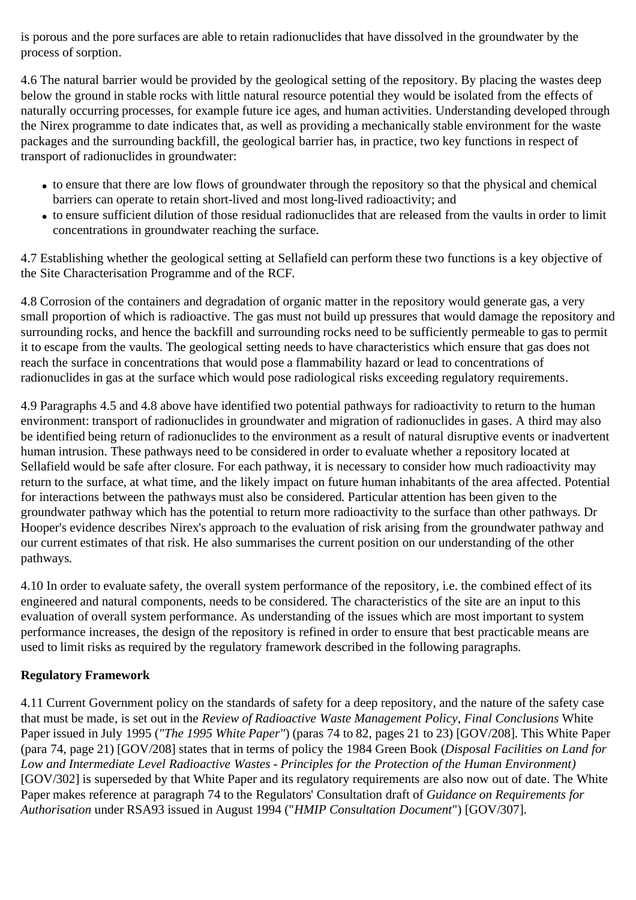is porous and the pore surfaces are able to retain radionuclides that have dissolved in the groundwater by the process of sorption.

4.6 The natural barrier would be provided by the geological setting of the repository. By placing the wastes deep below the ground in stable rocks with little natural resource potential they would be isolated from the effects of naturally occurring processes, for example future ice ages, and human activities. Understanding developed through the Nirex programme to date indicates that, as well as providing a mechanically stable environment for the waste packages and the surrounding backfill, the geological barrier has, in practice, two key functions in respect of transport of radionuclides in groundwater:

- to ensure that there are low flows of groundwater through the repository so that the physical and chemical barriers can operate to retain short-lived and most long-lived radioactivity; and
- to ensure sufficient dilution of those residual radionuclides that are released from the vaults in order to limit concentrations in groundwater reaching the surface.

4.7 Establishing whether the geological setting at Sellafield can perform these two functions is a key objective of the Site Characterisation Programme and of the RCF.

4.8 Corrosion of the containers and degradation of organic matter in the repository would generate gas, a very small proportion of which is radioactive. The gas must not build up pressures that would damage the repository and surrounding rocks, and hence the backfill and surrounding rocks need to be sufficiently permeable to gas to permit it to escape from the vaults. The geological setting needs to have characteristics which ensure that gas does not reach the surface in concentrations that would pose a flammability hazard or lead to concentrations of radionuclides in gas at the surface which would pose radiological risks exceeding regulatory requirements.

4.9 Paragraphs 4.5 and 4.8 above have identified two potential pathways for radioactivity to return to the human environment: transport of radionuclides in groundwater and migration of radionuclides in gases. A third may also be identified being return of radionuclides to the environment as a result of natural disruptive events or inadvertent human intrusion. These pathways need to be considered in order to evaluate whether a repository located at Sellafield would be safe after closure. For each pathway, it is necessary to consider how much radioactivity may return to the surface, at what time, and the likely impact on future human inhabitants of the area affected. Potential for interactions between the pathways must also be considered. Particular attention has been given to the groundwater pathway which has the potential to return more radioactivity to the surface than other pathways. Dr Hooper's evidence describes Nirex's approach to the evaluation of risk arising from the groundwater pathway and our current estimates of that risk. He also summarises the current position on our understanding of the other pathways.

4.10 In order to evaluate safety, the overall system performance of the repository, i.e. the combined effect of its engineered and natural components, needs to be considered. The characteristics of the site are an input to this evaluation of overall system performance. As understanding of the issues which are most important to system performance increases, the design of the repository is refined in order to ensure that best practicable means are used to limit risks as required by the regulatory framework described in the following paragraphs.

**Regulatory Framework**

4.11 Current Government policy on the standards of safety for a deep repository, and the nature of the safety case that must be made, is set out in the *Review of Radioactive Waste Management Policy, Final Conclusions* White Paper issued in July 1995 (*"The 1995 White Paper"*) (paras 74 to 82, pages 21 to 23) [GOV/208]. This White Paper (para 74, page 21) [GOV/208] states that in terms of policy the 1984 Green Book (*Disposal Facilities on Land for Low and Intermediate Level Radioactive Wastes - Principles for the Protection of the Human Environment)* [GOV/302] is superseded by that White Paper and its regulatory requirements are also now out of date. The White Paper makes reference at paragraph 74 to the Regulators' Consultation draft of *Guidance on Requirements for Authorisation* under RSA93 issued in August 1994 ("*HMIP Consultation Document*") [GOV/307].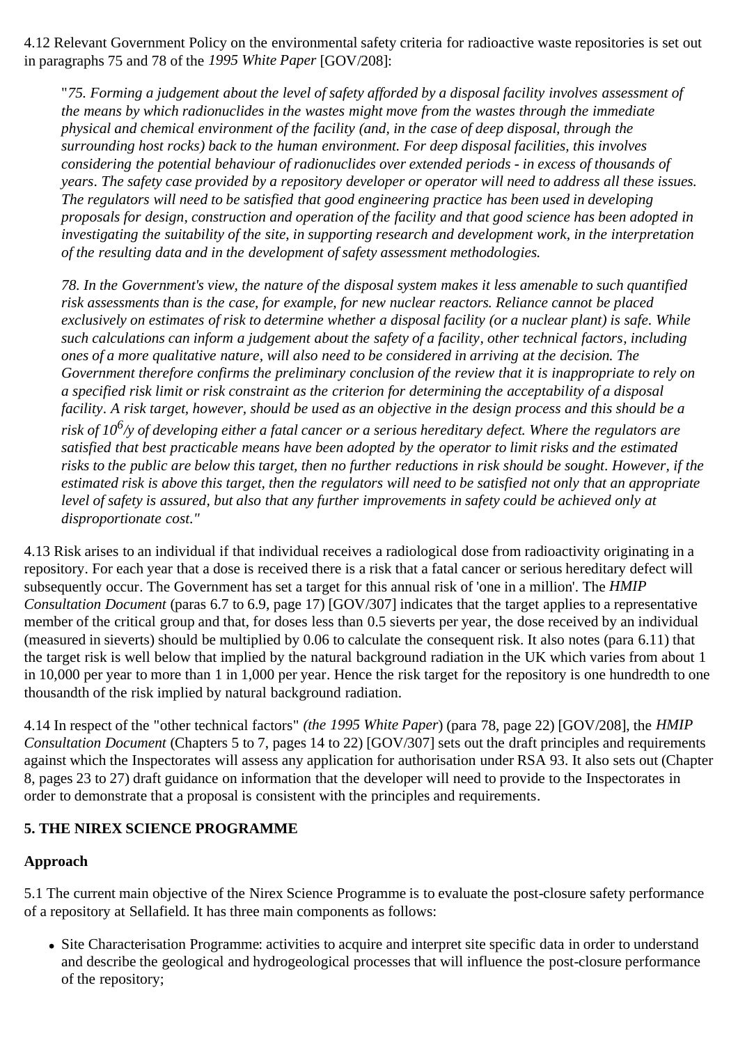4.12 Relevant Government Policy on the environmental safety criteria for radioactive waste repositories is set out in paragraphs 75 and 78 of the *1995 White Paper* [GOV/208]:

> "*75. Forming a judgement about the level of safety afforded by a disposal facility involves assessment of the means by which radionuclides in the wastes might move from the wastes through the immediate physical and chemical environment of the facility (and, in the case of deep disposal, through the surrounding host rocks) back to the human environment. For deep disposal facilities, this involves considering the potential behaviour of radionuclides over extended periods - in excess of thousands of years. The safety case provided by a repository developer or operator will need to address all these issues. The regulators will need to be satisfied that good engineering practice has been used in developing proposals for design, construction and operation of the facility and that good science has been adopted in investigating the suitability of the site, in supporting research and development work, in the interpretation of the resulting data and in the development of safety assessment methodologies.*
>
> *78. In the Government's view, the nature of the disposal system makes it less amenable to such quantified risk assessments than is the case, for example, for new nuclear reactors. Reliance cannot be placed exclusively on estimates of risk to determine whether a disposal facility (or a nuclear plant) is safe. While such calculations can inform a judgement about the safety of a facility, other technical factors, including ones of a more qualitative nature, will also need to be considered in arriving at the decision. The Government therefore confirms the preliminary conclusion of the review that it is inappropriate to rely on a specified risk limit or risk constraint as the criterion for determining the acceptability of a disposal facility. A risk target, however, should be used as an objective in the design process and this should be a risk of $10^6$/y of developing either a fatal cancer or a serious hereditary defect. Where the regulators are satisfied that best practicable means have been adopted by the operator to limit risks and the estimated risks to the public are below this target, then no further reductions in risk should be sought. However, if the estimated risk is above this target, then the regulators will need to be satisfied not only that an appropriate level of safety is assured, but also that any further improvements in safety could be achieved only at disproportionate cost."*

4.13 Risk arises to an individual if that individual receives a radiological dose from radioactivity originating in a repository. For each year that a dose is received there is a risk that a fatal cancer or serious hereditary defect will subsequently occur. The Government has set a target for this annual risk of 'one in a million'. The *HMIP Consultation Document* (paras 6.7 to 6.9, page 17) [GOV/307] indicates that the target applies to a representative member of the critical group and that, for doses less than 0.5 sieverts per year, the dose received by an individual (measured in sieverts) should be multiplied by 0.06 to calculate the consequent risk. It also notes (para 6.11) that the target risk is well below that implied by the natural background radiation in the UK which varies from about 1 in 10,000 per year to more than 1 in 1,000 per year. Hence the risk target for the repository is one hundredth to one thousandth of the risk implied by natural background radiation.

4.14 In respect of the "other technical factors" *(the 1995 White Paper*) (para 78, page 22) [GOV/208], the *HMIP Consultation Document* (Chapters 5 to 7, pages 14 to 22) [GOV/307] sets out the draft principles and requirements against which the Inspectorates will assess any application for authorisation under RSA 93. It also sets out (Chapter 8, pages 23 to 27) draft guidance on information that the developer will need to provide to the Inspectorates in order to demonstrate that a proposal is consistent with the principles and requirements.

## 5. THE NIREX SCIENCE PROGRAMME

### Approach

5.1 The current main objective of the Nirex Science Programme is to evaluate the post-closure safety performance of a repository at Sellafield. It has three main components as follows:

- Site Characterisation Programme: activities to acquire and interpret site specific data in order to understand and describe the geological and hydrogeological processes that will influence the post-closure performance of the repository;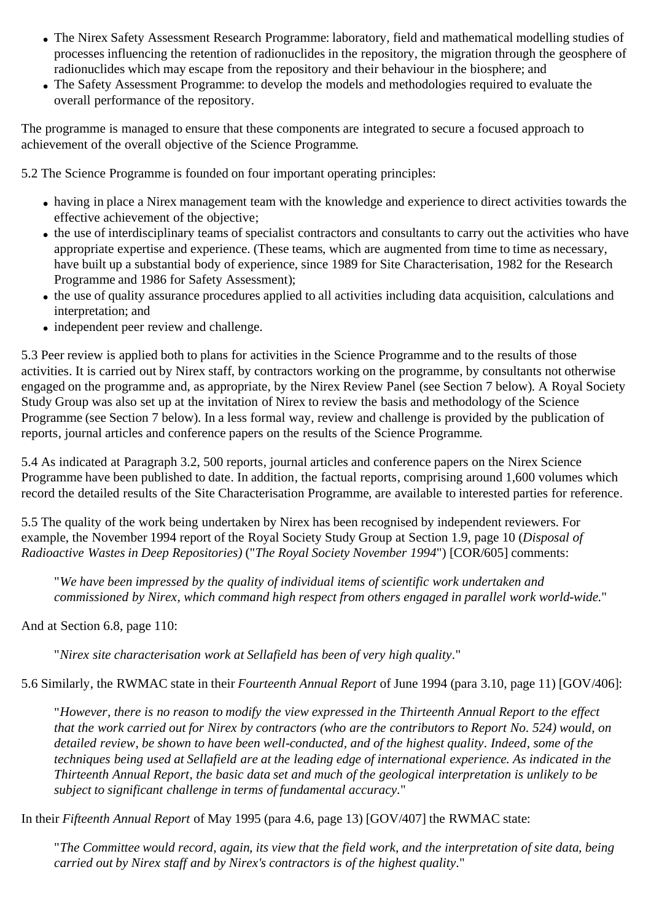- The Nirex Safety Assessment Research Programme: laboratory, field and mathematical modelling studies of processes influencing the retention of radionuclides in the repository, the migration through the geosphere of radionuclides which may escape from the repository and their behaviour in the biosphere; and
- The Safety Assessment Programme: to develop the models and methodologies required to evaluate the overall performance of the repository.

The programme is managed to ensure that these components are integrated to secure a focused approach to achievement of the overall objective of the Science Programme.

5.2 The Science Programme is founded on four important operating principles:

- having in place a Nirex management team with the knowledge and experience to direct activities towards the effective achievement of the objective;
- the use of interdisciplinary teams of specialist contractors and consultants to carry out the activities who have appropriate expertise and experience. (These teams, which are augmented from time to time as necessary, have built up a substantial body of experience, since 1989 for Site Characterisation, 1982 for the Research Programme and 1986 for Safety Assessment);
- the use of quality assurance procedures applied to all activities including data acquisition, calculations and interpretation; and
- independent peer review and challenge.

5.3 Peer review is applied both to plans for activities in the Science Programme and to the results of those activities. It is carried out by Nirex staff, by contractors working on the programme, by consultants not otherwise engaged on the programme and, as appropriate, by the Nirex Review Panel (see Section 7 below). A Royal Society Study Group was also set up at the invitation of Nirex to review the basis and methodology of the Science Programme (see Section 7 below). In a less formal way, review and challenge is provided by the publication of reports, journal articles and conference papers on the results of the Science Programme.

5.4 As indicated at Paragraph 3.2, 500 reports, journal articles and conference papers on the Nirex Science Programme have been published to date. In addition, the factual reports, comprising around 1,600 volumes which record the detailed results of the Site Characterisation Programme, are available to interested parties for reference.

5.5 The quality of the work being undertaken by Nirex has been recognised by independent reviewers. For example, the November 1994 report of the Royal Society Study Group at Section 1.9, page 10 (*Disposal of Radioactive Wastes in Deep Repositories)* ("*The Royal Society November 1994*") [COR/605] comments:

> "*We have been impressed by the quality of individual items of scientific work undertaken and commissioned by Nirex, which command high respect from others engaged in parallel work world-wide.*"

And at Section 6.8, page 110:

> "*Nirex site characterisation work at Sellafield has been of very high quality*."

5.6 Similarly, the RWMAC state in their *Fourteenth Annual Report* of June 1994 (para 3.10, page 11) [GOV/406]:

> "*However, there is no reason to modify the view expressed in the Thirteenth Annual Report to the effect that the work carried out for Nirex by contractors (who are the contributors to Report No. 524) would, on detailed review, be shown to have been well-conducted, and of the highest quality. Indeed, some of the techniques being used at Sellafield are at the leading edge of international experience. As indicated in the Thirteenth Annual Report, the basic data set and much of the geological interpretation is unlikely to be subject to significant challenge in terms of fundamental accuracy*."

In their *Fifteenth Annual Report* of May 1995 (para 4.6, page 13) [GOV/407] the RWMAC state:

> "*The Committee would record, again, its view that the field work, and the interpretation of site data, being carried out by Nirex staff and by Nirex's contractors is of the highest quality*."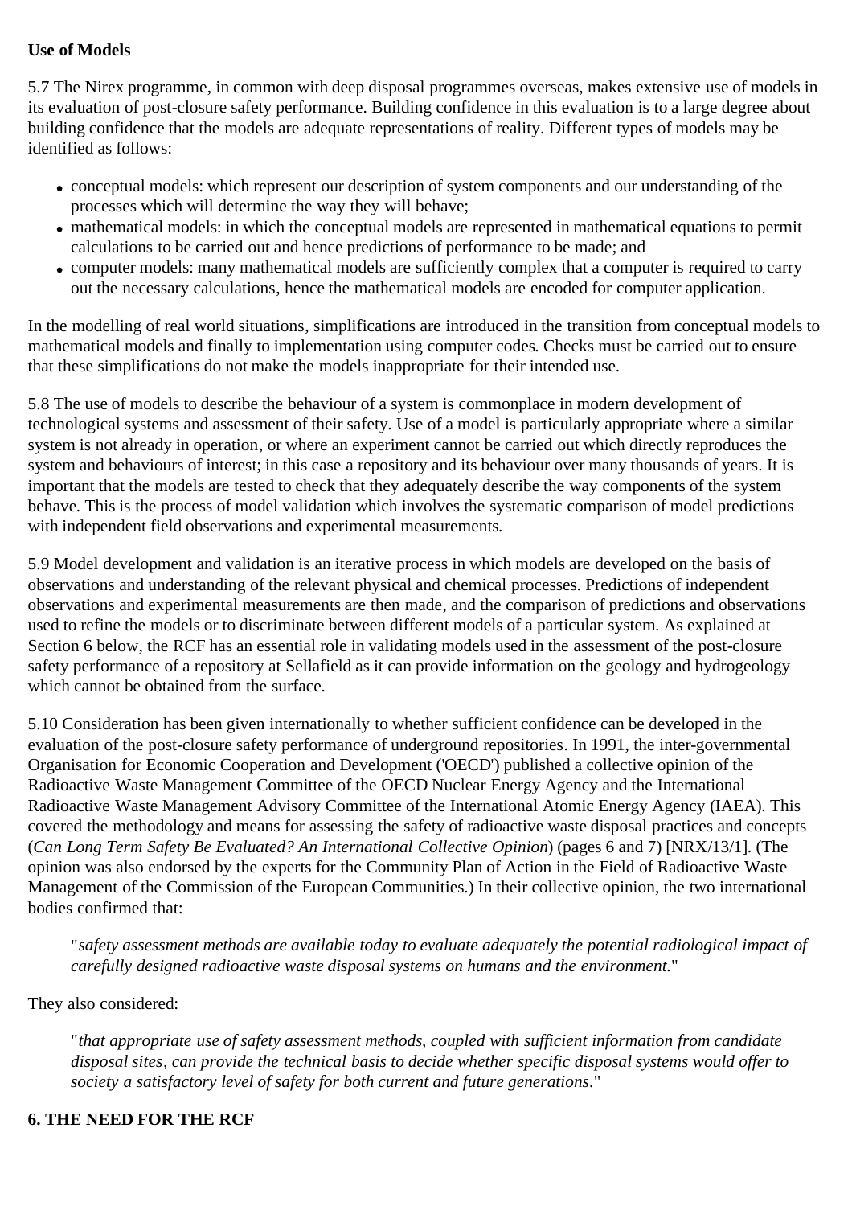**Use of Models**

5.7 The Nirex programme, in common with deep disposal programmes overseas, makes extensive use of models in its evaluation of post-closure safety performance. Building confidence in this evaluation is to a large degree about building confidence that the models are adequate representations of reality. Different types of models may be identified as follows:

- conceptual models: which represent our description of system components and our understanding of the processes which will determine the way they will behave;
- mathematical models: in which the conceptual models are represented in mathematical equations to permit calculations to be carried out and hence predictions of performance to be made; and
- computer models: many mathematical models are sufficiently complex that a computer is required to carry out the necessary calculations, hence the mathematical models are encoded for computer application.

In the modelling of real world situations, simplifications are introduced in the transition from conceptual models to mathematical models and finally to implementation using computer codes. Checks must be carried out to ensure that these simplifications do not make the models inappropriate for their intended use.

5.8 The use of models to describe the behaviour of a system is commonplace in modern development of technological systems and assessment of their safety. Use of a model is particularly appropriate where a similar system is not already in operation, or where an experiment cannot be carried out which directly reproduces the system and behaviours of interest; in this case a repository and its behaviour over many thousands of years. It is important that the models are tested to check that they adequately describe the way components of the system behave. This is the process of model validation which involves the systematic comparison of model predictions with independent field observations and experimental measurements.

5.9 Model development and validation is an iterative process in which models are developed on the basis of observations and understanding of the relevant physical and chemical processes. Predictions of independent observations and experimental measurements are then made, and the comparison of predictions and observations used to refine the models or to discriminate between different models of a particular system. As explained at Section 6 below, the RCF has an essential role in validating models used in the assessment of the post-closure safety performance of a repository at Sellafield as it can provide information on the geology and hydrogeology which cannot be obtained from the surface.

5.10 Consideration has been given internationally to whether sufficient confidence can be developed in the evaluation of the post-closure safety performance of underground repositories. In 1991, the inter-governmental Organisation for Economic Cooperation and Development ('OECD') published a collective opinion of the Radioactive Waste Management Committee of the OECD Nuclear Energy Agency and the International Radioactive Waste Management Advisory Committee of the International Atomic Energy Agency (IAEA). This covered the methodology and means for assessing the safety of radioactive waste disposal practices and concepts (*Can Long Term Safety Be Evaluated? An International Collective Opinion*) (pages 6 and 7) [NRX/13/1]. (The opinion was also endorsed by the experts for the Community Plan of Action in the Field of Radioactive Waste Management of the Commission of the European Communities.) In their collective opinion, the two international bodies confirmed that:

> "*safety assessment methods are available today to evaluate adequately the potential radiological impact of carefully designed radioactive waste disposal systems on humans and the environment.*"

They also considered:

> "*that appropriate use of safety assessment methods, coupled with sufficient information from candidate disposal sites, can provide the technical basis to decide whether specific disposal systems would offer to society a satisfactory level of safety for both current and future generations*."

## 6. THE NEED FOR THE RCF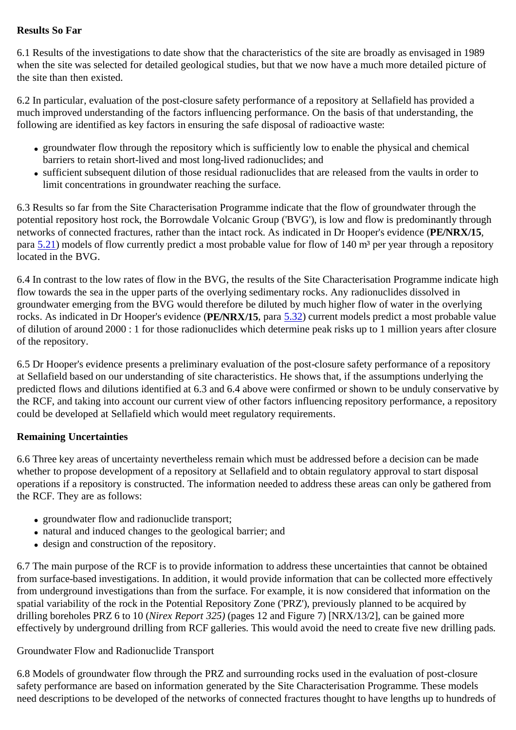**Results So Far**

6.1 Results of the investigations to date show that the characteristics of the site are broadly as envisaged in 1989 when the site was selected for detailed geological studies, but that we now have a much more detailed picture of the site than then existed.

6.2 In particular, evaluation of the post-closure safety performance of a repository at Sellafield has provided a much improved understanding of the factors influencing performance. On the basis of that understanding, the following are identified as key factors in ensuring the safe disposal of radioactive waste:

- groundwater flow through the repository which is sufficiently low to enable the physical and chemical barriers to retain short-lived and most long-lived radionuclides; and
- sufficient subsequent dilution of those residual radionuclides that are released from the vaults in order to limit concentrations in groundwater reaching the surface.

6.3 Results so far from the Site Characterisation Programme indicate that the flow of groundwater through the potential repository host rock, the Borrowdale Volcanic Group ('BVG'), is low and flow is predominantly through networks of connected fractures, rather than the intact rock. As indicated in Dr Hooper's evidence (**PE/NRX/15**, para 5.21) models of flow currently predict a most probable value for flow of 140 m³ per year through a repository located in the BVG.

6.4 In contrast to the low rates of flow in the BVG, the results of the Site Characterisation Programme indicate high flow towards the sea in the upper parts of the overlying sedimentary rocks. Any radionuclides dissolved in groundwater emerging from the BVG would therefore be diluted by much higher flow of water in the overlying rocks. As indicated in Dr Hooper's evidence (**PE/NRX/15**, para 5.32) current models predict a most probable value of dilution of around 2000 : 1 for those radionuclides which determine peak risks up to 1 million years after closure of the repository.

6.5 Dr Hooper's evidence presents a preliminary evaluation of the post-closure safety performance of a repository at Sellafield based on our understanding of site characteristics. He shows that, if the assumptions underlying the predicted flows and dilutions identified at 6.3 and 6.4 above were confirmed or shown to be unduly conservative by the RCF, and taking into account our current view of other factors influencing repository performance, a repository could be developed at Sellafield which would meet regulatory requirements.

**Remaining Uncertainties**

6.6 Three key areas of uncertainty nevertheless remain which must be addressed before a decision can be made whether to propose development of a repository at Sellafield and to obtain regulatory approval to start disposal operations if a repository is constructed. The information needed to address these areas can only be gathered from the RCF. They are as follows:

- groundwater flow and radionuclide transport;
- natural and induced changes to the geological barrier; and
- design and construction of the repository.

6.7 The main purpose of the RCF is to provide information to address these uncertainties that cannot be obtained from surface-based investigations. In addition, it would provide information that can be collected more effectively from underground investigations than from the surface. For example, it is now considered that information on the spatial variability of the rock in the Potential Repository Zone ('PRZ'), previously planned to be acquired by drilling boreholes PRZ 6 to 10 (*Nirex Report 325)* (pages 12 and Figure 7) [NRX/13/2], can be gained more effectively by underground drilling from RCF galleries. This would avoid the need to create five new drilling pads.

Groundwater Flow and Radionuclide Transport

6.8 Models of groundwater flow through the PRZ and surrounding rocks used in the evaluation of post-closure safety performance are based on information generated by the Site Characterisation Programme. These models need descriptions to be developed of the networks of connected fractures thought to have lengths up to hundreds of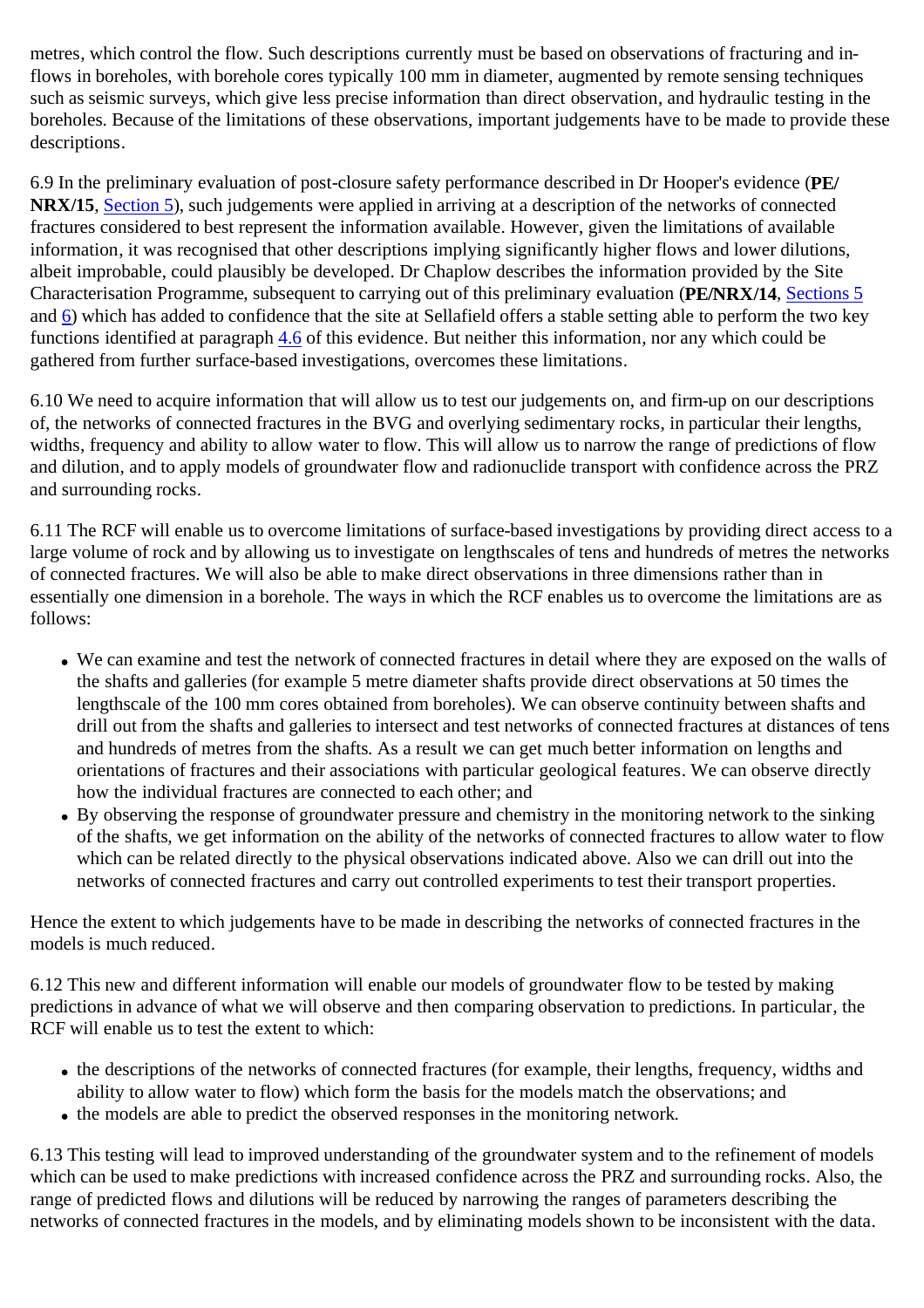metres, which control the flow. Such descriptions currently must be based on observations of fracturing and in-flows in boreholes, with borehole cores typically 100 mm in diameter, augmented by remote sensing techniques such as seismic surveys, which give less precise information than direct observation, and hydraulic testing in the boreholes. Because of the limitations of these observations, important judgements have to be made to provide these descriptions.

6.9 In the preliminary evaluation of post-closure safety performance described in Dr Hooper's evidence (**PE/NRX/15**, Section 5), such judgements were applied in arriving at a description of the networks of connected fractures considered to best represent the information available. However, given the limitations of available information, it was recognised that other descriptions implying significantly higher flows and lower dilutions, albeit improbable, could plausibly be developed. Dr Chaplow describes the information provided by the Site Characterisation Programme, subsequent to carrying out of this preliminary evaluation (**PE/NRX/14**, Sections 5 and 6) which has added to confidence that the site at Sellafield offers a stable setting able to perform the two key functions identified at paragraph 4.6 of this evidence. But neither this information, nor any which could be gathered from further surface-based investigations, overcomes these limitations.

6.10 We need to acquire information that will allow us to test our judgements on, and firm-up on our descriptions of, the networks of connected fractures in the BVG and overlying sedimentary rocks, in particular their lengths, widths, frequency and ability to allow water to flow. This will allow us to narrow the range of predictions of flow and dilution, and to apply models of groundwater flow and radionuclide transport with confidence across the PRZ and surrounding rocks.

6.11 The RCF will enable us to overcome limitations of surface-based investigations by providing direct access to a large volume of rock and by allowing us to investigate on lengthscales of tens and hundreds of metres the networks of connected fractures. We will also be able to make direct observations in three dimensions rather than in essentially one dimension in a borehole. The ways in which the RCF enables us to overcome the limitations are as follows:

- We can examine and test the network of connected fractures in detail where they are exposed on the walls of the shafts and galleries (for example 5 metre diameter shafts provide direct observations at 50 times the lengthscale of the 100 mm cores obtained from boreholes). We can observe continuity between shafts and drill out from the shafts and galleries to intersect and test networks of connected fractures at distances of tens and hundreds of metres from the shafts. As a result we can get much better information on lengths and orientations of fractures and their associations with particular geological features. We can observe directly how the individual fractures are connected to each other; and
- By observing the response of groundwater pressure and chemistry in the monitoring network to the sinking of the shafts, we get information on the ability of the networks of connected fractures to allow water to flow which can be related directly to the physical observations indicated above. Also we can drill out into the networks of connected fractures and carry out controlled experiments to test their transport properties.

Hence the extent to which judgements have to be made in describing the networks of connected fractures in the models is much reduced.

6.12 This new and different information will enable our models of groundwater flow to be tested by making predictions in advance of what we will observe and then comparing observation to predictions. In particular, the RCF will enable us to test the extent to which:

- the descriptions of the networks of connected fractures (for example, their lengths, frequency, widths and ability to allow water to flow) which form the basis for the models match the observations; and
- the models are able to predict the observed responses in the monitoring network.

6.13 This testing will lead to improved understanding of the groundwater system and to the refinement of models which can be used to make predictions with increased confidence across the PRZ and surrounding rocks. Also, the range of predicted flows and dilutions will be reduced by narrowing the ranges of parameters describing the networks of connected fractures in the models, and by eliminating models shown to be inconsistent with the data.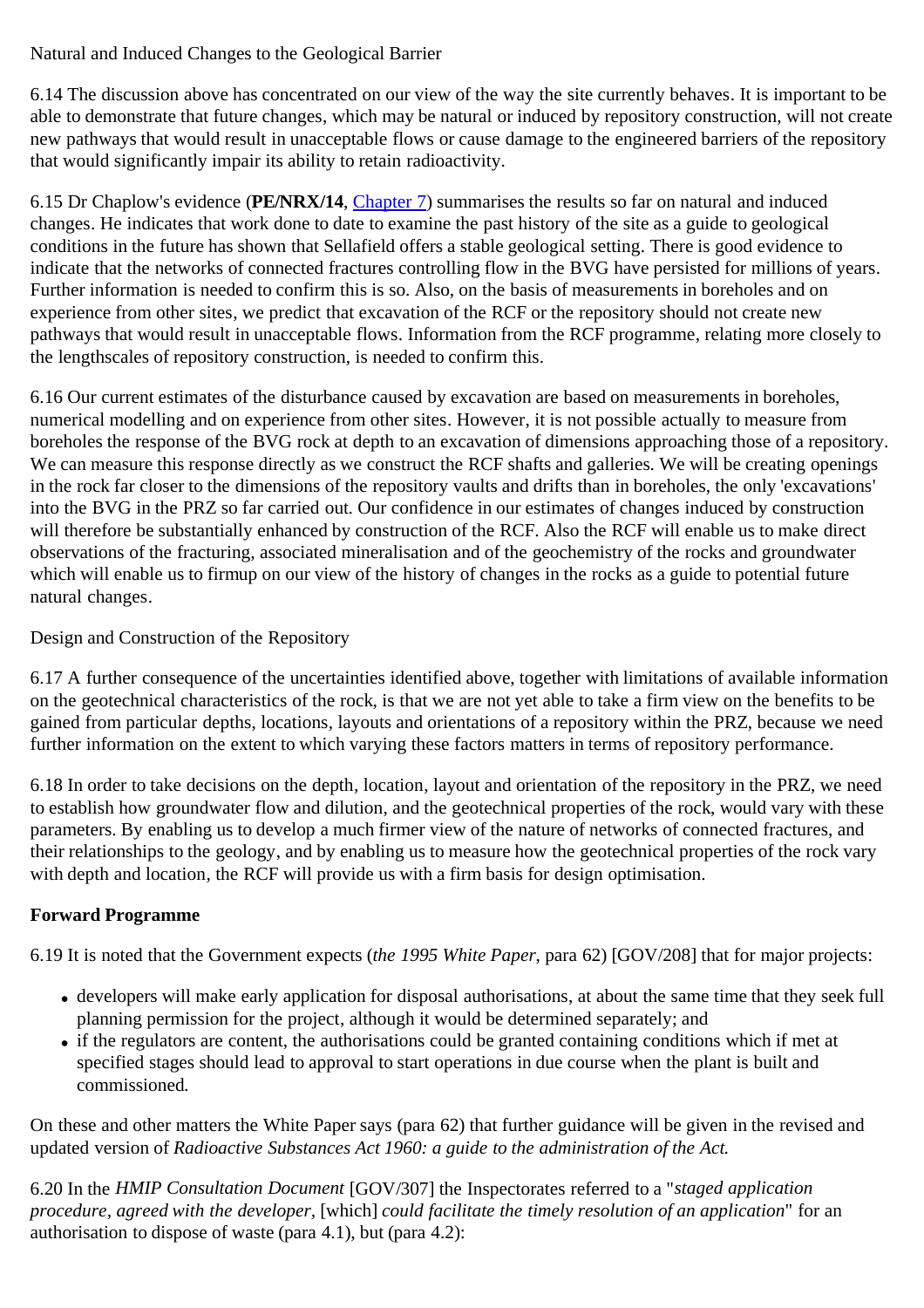Natural and Induced Changes to the Geological Barrier

6.14 The discussion above has concentrated on our view of the way the site currently behaves. It is important to be able to demonstrate that future changes, which may be natural or induced by repository construction, will not create new pathways that would result in unacceptable flows or cause damage to the engineered barriers of the repository that would significantly impair its ability to retain radioactivity.

6.15 Dr Chaplow's evidence (**PE/NRX/14**, Chapter 7) summarises the results so far on natural and induced changes. He indicates that work done to date to examine the past history of the site as a guide to geological conditions in the future has shown that Sellafield offers a stable geological setting. There is good evidence to indicate that the networks of connected fractures controlling flow in the BVG have persisted for millions of years. Further information is needed to confirm this is so. Also, on the basis of measurements in boreholes and on experience from other sites, we predict that excavation of the RCF or the repository should not create new pathways that would result in unacceptable flows. Information from the RCF programme, relating more closely to the lengthscales of repository construction, is needed to confirm this.

6.16 Our current estimates of the disturbance caused by excavation are based on measurements in boreholes, numerical modelling and on experience from other sites. However, it is not possible actually to measure from boreholes the response of the BVG rock at depth to an excavation of dimensions approaching those of a repository. We can measure this response directly as we construct the RCF shafts and galleries. We will be creating openings in the rock far closer to the dimensions of the repository vaults and drifts than in boreholes, the only 'excavations' into the BVG in the PRZ so far carried out. Our confidence in our estimates of changes induced by construction will therefore be substantially enhanced by construction of the RCF. Also the RCF will enable us to make direct observations of the fracturing, associated mineralisation and of the geochemistry of the rocks and groundwater which will enable us to firmup on our view of the history of changes in the rocks as a guide to potential future natural changes.

Design and Construction of the Repository

6.17 A further consequence of the uncertainties identified above, together with limitations of available information on the geotechnical characteristics of the rock, is that we are not yet able to take a firm view on the benefits to be gained from particular depths, locations, layouts and orientations of a repository within the PRZ, because we need further information on the extent to which varying these factors matters in terms of repository performance.

6.18 In order to take decisions on the depth, location, layout and orientation of the repository in the PRZ, we need to establish how groundwater flow and dilution, and the geotechnical properties of the rock, would vary with these parameters. By enabling us to develop a much firmer view of the nature of networks of connected fractures, and their relationships to the geology, and by enabling us to measure how the geotechnical properties of the rock vary with depth and location, the RCF will provide us with a firm basis for design optimisation.

**Forward Programme**

6.19 It is noted that the Government expects (*the 1995 White Paper*, para 62) [GOV/208] that for major projects:

- developers will make early application for disposal authorisations, at about the same time that they seek full planning permission for the project, although it would be determined separately; and
- if the regulators are content, the authorisations could be granted containing conditions which if met at specified stages should lead to approval to start operations in due course when the plant is built and commissioned.

On these and other matters the White Paper says (para 62) that further guidance will be given in the revised and updated version of *Radioactive Substances Act 1960: a guide to the administration of the Act.*

6.20 In the *HMIP Consultation Document* [GOV/307] the Inspectorates referred to a "*staged application procedure, agreed with the developer*, [which] *could facilitate the timely resolution of an application*" for an authorisation to dispose of waste (para 4.1), but (para 4.2):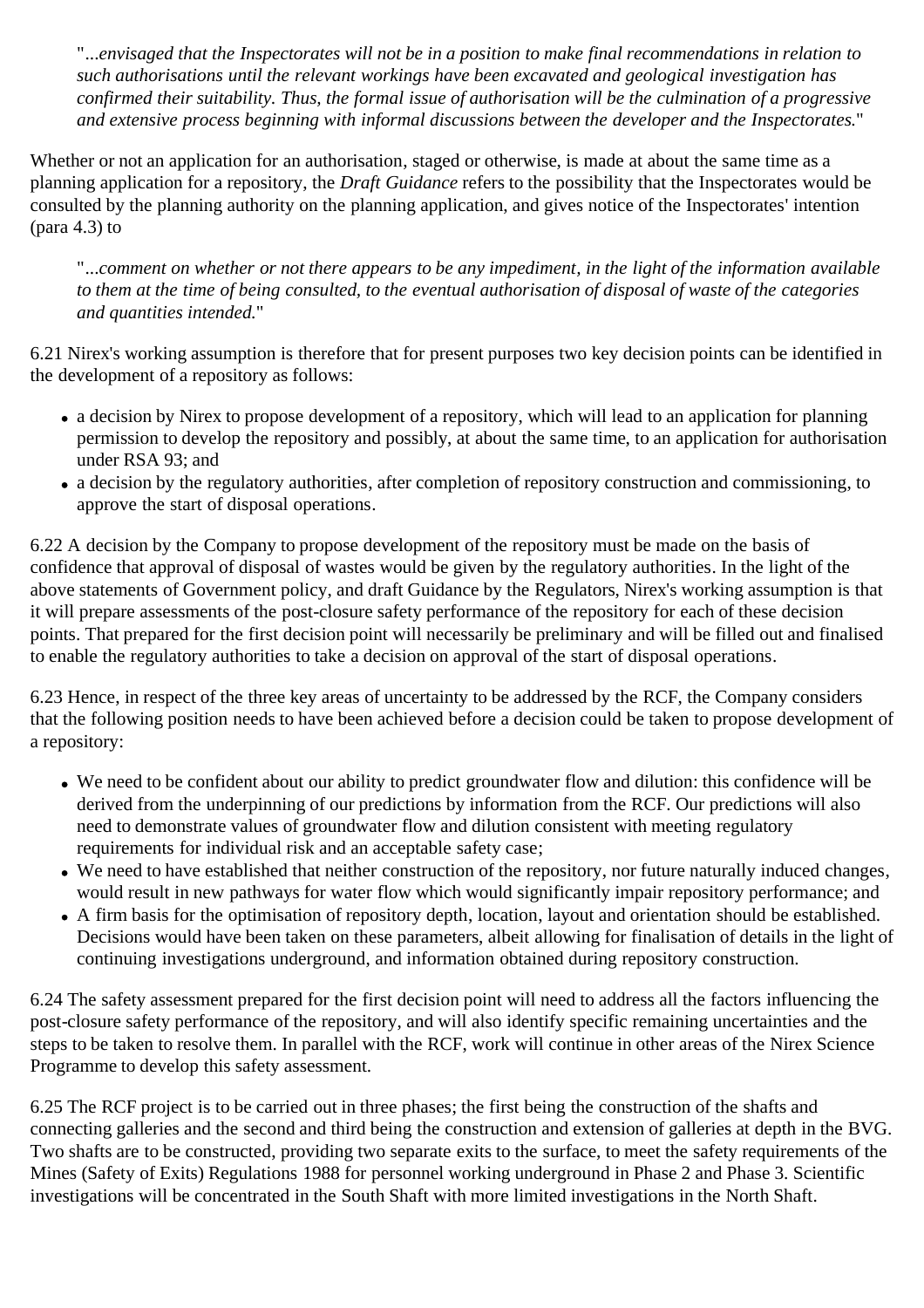> "*...envisaged that the Inspectorates will not be in a position to make final recommendations in relation to such authorisations until the relevant workings have been excavated and geological investigation has confirmed their suitability. Thus, the formal issue of authorisation will be the culmination of a progressive and extensive process beginning with informal discussions between the developer and the Inspectorates.*"

Whether or not an application for an authorisation, staged or otherwise, is made at about the same time as a planning application for a repository, the *Draft Guidance* refers to the possibility that the Inspectorates would be consulted by the planning authority on the planning application, and gives notice of the Inspectorates' intention (para 4.3) to

> "*...comment on whether or not there appears to be any impediment, in the light of the information available to them at the time of being consulted, to the eventual authorisation of disposal of waste of the categories and quantities intended.*"

6.21 Nirex's working assumption is therefore that for present purposes two key decision points can be identified in the development of a repository as follows:

- a decision by Nirex to propose development of a repository, which will lead to an application for planning permission to develop the repository and possibly, at about the same time, to an application for authorisation under RSA 93; and
- a decision by the regulatory authorities, after completion of repository construction and commissioning, to approve the start of disposal operations.

6.22 A decision by the Company to propose development of the repository must be made on the basis of confidence that approval of disposal of wastes would be given by the regulatory authorities. In the light of the above statements of Government policy, and draft Guidance by the Regulators, Nirex's working assumption is that it will prepare assessments of the post-closure safety performance of the repository for each of these decision points. That prepared for the first decision point will necessarily be preliminary and will be filled out and finalised to enable the regulatory authorities to take a decision on approval of the start of disposal operations.

6.23 Hence, in respect of the three key areas of uncertainty to be addressed by the RCF, the Company considers that the following position needs to have been achieved before a decision could be taken to propose development of a repository:

- We need to be confident about our ability to predict groundwater flow and dilution: this confidence will be derived from the underpinning of our predictions by information from the RCF. Our predictions will also need to demonstrate values of groundwater flow and dilution consistent with meeting regulatory requirements for individual risk and an acceptable safety case;
- We need to have established that neither construction of the repository, nor future naturally induced changes, would result in new pathways for water flow which would significantly impair repository performance; and
- A firm basis for the optimisation of repository depth, location, layout and orientation should be established. Decisions would have been taken on these parameters, albeit allowing for finalisation of details in the light of continuing investigations underground, and information obtained during repository construction.

6.24 The safety assessment prepared for the first decision point will need to address all the factors influencing the post-closure safety performance of the repository, and will also identify specific remaining uncertainties and the steps to be taken to resolve them. In parallel with the RCF, work will continue in other areas of the Nirex Science Programme to develop this safety assessment.

6.25 The RCF project is to be carried out in three phases; the first being the construction of the shafts and connecting galleries and the second and third being the construction and extension of galleries at depth in the BVG. Two shafts are to be constructed, providing two separate exits to the surface, to meet the safety requirements of the Mines (Safety of Exits) Regulations 1988 for personnel working underground in Phase 2 and Phase 3. Scientific investigations will be concentrated in the South Shaft with more limited investigations in the North Shaft.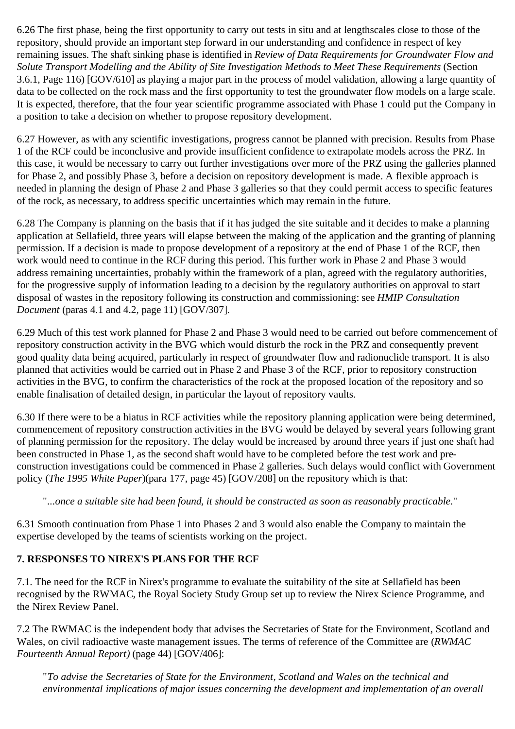6.26 The first phase, being the first opportunity to carry out tests in situ and at lengthscales close to those of the repository, should provide an important step forward in our understanding and confidence in respect of key remaining issues. The shaft sinking phase is identified in *Review of Data Requirements for Groundwater Flow and Solute Transport Modelling and the Ability of Site Investigation Methods to Meet These Requirements* (Section 3.6.1, Page 116) [GOV/610] as playing a major part in the process of model validation, allowing a large quantity of data to be collected on the rock mass and the first opportunity to test the groundwater flow models on a large scale. It is expected, therefore, that the four year scientific programme associated with Phase 1 could put the Company in a position to take a decision on whether to propose repository development.

6.27 However, as with any scientific investigations, progress cannot be planned with precision. Results from Phase 1 of the RCF could be inconclusive and provide insufficient confidence to extrapolate models across the PRZ. In this case, it would be necessary to carry out further investigations over more of the PRZ using the galleries planned for Phase 2, and possibly Phase 3, before a decision on repository development is made. A flexible approach is needed in planning the design of Phase 2 and Phase 3 galleries so that they could permit access to specific features of the rock, as necessary, to address specific uncertainties which may remain in the future.

6.28 The Company is planning on the basis that if it has judged the site suitable and it decides to make a planning application at Sellafield, three years will elapse between the making of the application and the granting of planning permission. If a decision is made to propose development of a repository at the end of Phase 1 of the RCF, then work would need to continue in the RCF during this period. This further work in Phase 2 and Phase 3 would address remaining uncertainties, probably within the framework of a plan, agreed with the regulatory authorities, for the progressive supply of information leading to a decision by the regulatory authorities on approval to start disposal of wastes in the repository following its construction and commissioning: see *HMIP Consultation Document* (paras 4.1 and 4.2, page 11) [GOV/307].

6.29 Much of this test work planned for Phase 2 and Phase 3 would need to be carried out before commencement of repository construction activity in the BVG which would disturb the rock in the PRZ and consequently prevent good quality data being acquired, particularly in respect of groundwater flow and radionuclide transport. It is also planned that activities would be carried out in Phase 2 and Phase 3 of the RCF, prior to repository construction activities in the BVG, to confirm the characteristics of the rock at the proposed location of the repository and so enable finalisation of detailed design, in particular the layout of repository vaults.

6.30 If there were to be a hiatus in RCF activities while the repository planning application were being determined, commencement of repository construction activities in the BVG would be delayed by several years following grant of planning permission for the repository. The delay would be increased by around three years if just one shaft had been constructed in Phase 1, as the second shaft would have to be completed before the test work and pre-construction investigations could be commenced in Phase 2 galleries. Such delays would conflict with Government policy (*The 1995 White Paper*)(para 177, page 45) [GOV/208] on the repository which is that:

> "*...once a suitable site had been found, it should be constructed as soon as reasonably practicable.*"

6.31 Smooth continuation from Phase 1 into Phases 2 and 3 would also enable the Company to maintain the expertise developed by the teams of scientists working on the project.

**7. RESPONSES TO NIREX'S PLANS FOR THE RCF**

7.1. The need for the RCF in Nirex's programme to evaluate the suitability of the site at Sellafield has been recognised by the RWMAC, the Royal Society Study Group set up to review the Nirex Science Programme, and the Nirex Review Panel.

7.2 The RWMAC is the independent body that advises the Secretaries of State for the Environment, Scotland and Wales, on civil radioactive waste management issues. The terms of reference of the Committee are (*RWMAC Fourteenth Annual Report)* (page 44) [GOV/406]:

> "*To advise the Secretaries of State for the Environment, Scotland and Wales on the technical and environmental implications of major issues concerning the development and implementation of an overall*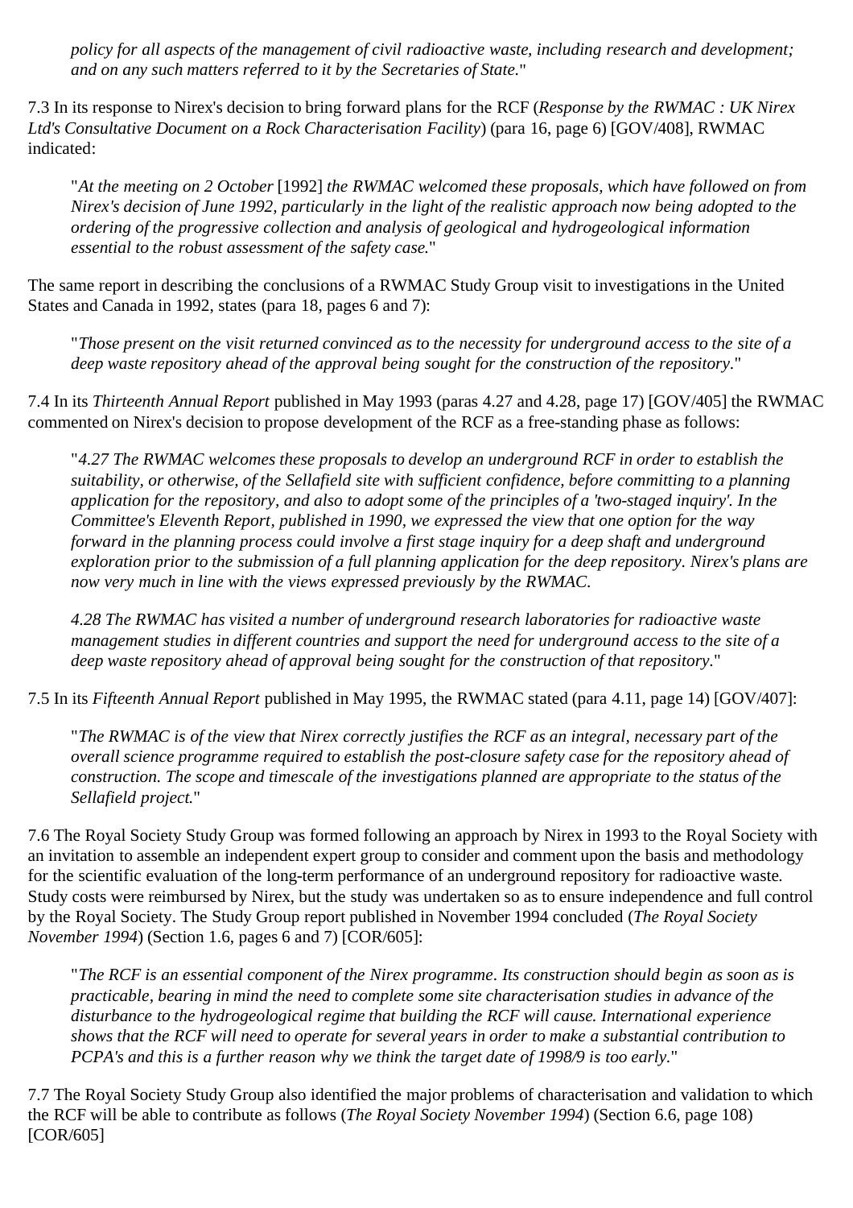*policy for all aspects of the management of civil radioactive waste, including research and development; and on any such matters referred to it by the Secretaries of State.*"

7.3 In its response to Nirex's decision to bring forward plans for the RCF (*Response by the RWMAC : UK Nirex Ltd's Consultative Document on a Rock Characterisation Facility*) (para 16, page 6) [GOV/408], RWMAC indicated:

> "*At the meeting on 2 October* [1992] *the RWMAC welcomed these proposals, which have followed on from Nirex's decision of June 1992, particularly in the light of the realistic approach now being adopted to the ordering of the progressive collection and analysis of geological and hydrogeological information essential to the robust assessment of the safety case.*"

The same report in describing the conclusions of a RWMAC Study Group visit to investigations in the United States and Canada in 1992, states (para 18, pages 6 and 7):

> "*Those present on the visit returned convinced as to the necessity for underground access to the site of a deep waste repository ahead of the approval being sought for the construction of the repository.*"

7.4 In its *Thirteenth Annual Report* published in May 1993 (paras 4.27 and 4.28, page 17) [GOV/405] the RWMAC commented on Nirex's decision to propose development of the RCF as a free-standing phase as follows:

> "*4.27 The RWMAC welcomes these proposals to develop an underground RCF in order to establish the suitability, or otherwise, of the Sellafield site with sufficient confidence, before committing to a planning application for the repository, and also to adopt some of the principles of a 'two-staged inquiry'. In the Committee's Eleventh Report, published in 1990, we expressed the view that one option for the way forward in the planning process could involve a first stage inquiry for a deep shaft and underground exploration prior to the submission of a full planning application for the deep repository. Nirex's plans are now very much in line with the views expressed previously by the RWMAC.*
>
> *4.28 The RWMAC has visited a number of underground research laboratories for radioactive waste management studies in different countries and support the need for underground access to the site of a deep waste repository ahead of approval being sought for the construction of that repository.*"

7.5 In its *Fifteenth Annual Report* published in May 1995, the RWMAC stated (para 4.11, page 14) [GOV/407]:

> "*The RWMAC is of the view that Nirex correctly justifies the RCF as an integral, necessary part of the overall science programme required to establish the post-closure safety case for the repository ahead of construction. The scope and timescale of the investigations planned are appropriate to the status of the Sellafield project.*"

7.6 The Royal Society Study Group was formed following an approach by Nirex in 1993 to the Royal Society with an invitation to assemble an independent expert group to consider and comment upon the basis and methodology for the scientific evaluation of the long-term performance of an underground repository for radioactive waste. Study costs were reimbursed by Nirex, but the study was undertaken so as to ensure independence and full control by the Royal Society. The Study Group report published in November 1994 concluded (*The Royal Society November 1994*) (Section 1.6, pages 6 and 7) [COR/605]:

> "*The RCF is an essential component of the Nirex programme. Its construction should begin as soon as is practicable, bearing in mind the need to complete some site characterisation studies in advance of the disturbance to the hydrogeological regime that building the RCF will cause. International experience shows that the RCF will need to operate for several years in order to make a substantial contribution to PCPA's and this is a further reason why we think the target date of 1998/9 is too early.*"

7.7 The Royal Society Study Group also identified the major problems of characterisation and validation to which the RCF will be able to contribute as follows (*The Royal Society November 1994*) (Section 6.6, page 108) [COR/605]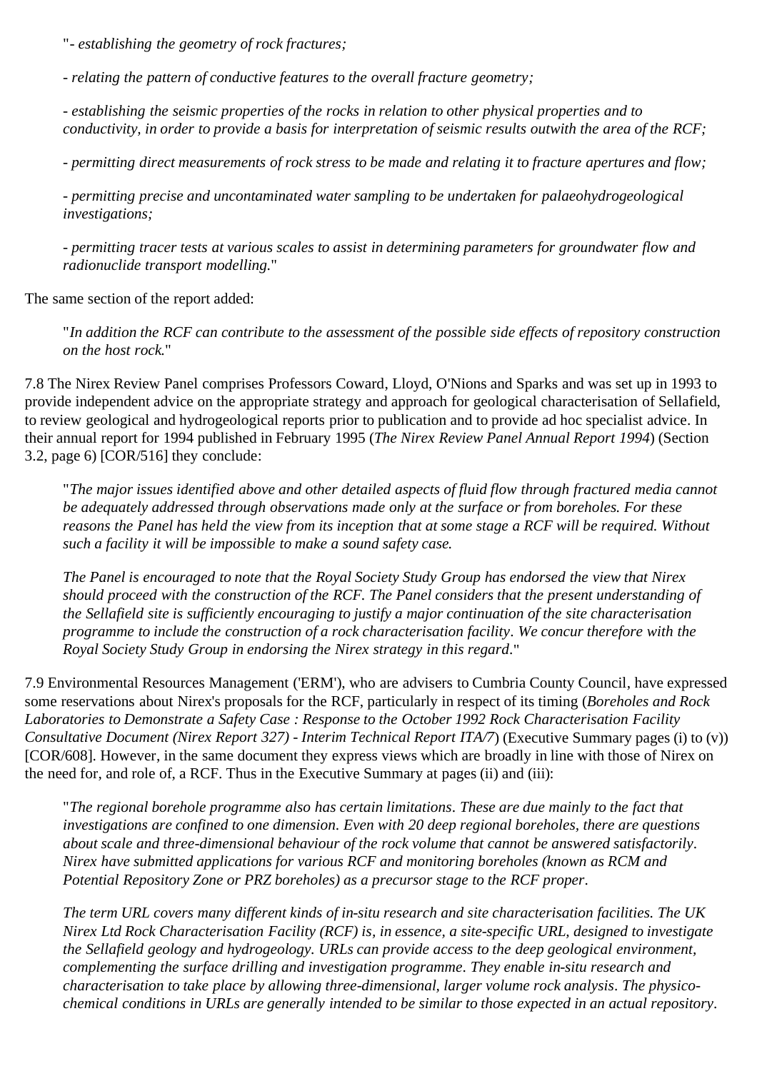"*- establishing the geometry of rock fractures;*

*- relating the pattern of conductive features to the overall fracture geometry;*

*- establishing the seismic properties of the rocks in relation to other physical properties and to conductivity, in order to provide a basis for interpretation of seismic results outwith the area of the RCF;*

*- permitting direct measurements of rock stress to be made and relating it to fracture apertures and flow;*

*- permitting precise and uncontaminated water sampling to be undertaken for palaeohydrogeological investigations;*

*- permitting tracer tests at various scales to assist in determining parameters for groundwater flow and radionuclide transport modelling.*"

The same section of the report added:

"*In addition the RCF can contribute to the assessment of the possible side effects of repository construction on the host rock.*"

7.8 The Nirex Review Panel comprises Professors Coward, Lloyd, O'Nions and Sparks and was set up in 1993 to provide independent advice on the appropriate strategy and approach for geological characterisation of Sellafield, to review geological and hydrogeological reports prior to publication and to provide ad hoc specialist advice. In their annual report for 1994 published in February 1995 (*The Nirex Review Panel Annual Report 1994*) (Section 3.2, page 6) [COR/516] they conclude:

"*The major issues identified above and other detailed aspects of fluid flow through fractured media cannot be adequately addressed through observations made only at the surface or from boreholes. For these reasons the Panel has held the view from its inception that at some stage a RCF will be required. Without such a facility it will be impossible to make a sound safety case.*

*The Panel is encouraged to note that the Royal Society Study Group has endorsed the view that Nirex should proceed with the construction of the RCF. The Panel considers that the present understanding of the Sellafield site is sufficiently encouraging to justify a major continuation of the site characterisation programme to include the construction of a rock characterisation facility. We concur therefore with the Royal Society Study Group in endorsing the Nirex strategy in this regard.*"

7.9 Environmental Resources Management ('ERM'), who are advisers to Cumbria County Council, have expressed some reservations about Nirex's proposals for the RCF, particularly in respect of its timing (*Boreholes and Rock Laboratories to Demonstrate a Safety Case : Response to the October 1992 Rock Characterisation Facility Consultative Document (Nirex Report 327) - Interim Technical Report ITA/7*) (Executive Summary pages (i) to (v)) [COR/608]. However, in the same document they express views which are broadly in line with those of Nirex on the need for, and role of, a RCF. Thus in the Executive Summary at pages (ii) and (iii):

"*The regional borehole programme also has certain limitations. These are due mainly to the fact that investigations are confined to one dimension. Even with 20 deep regional boreholes, there are questions about scale and three-dimensional behaviour of the rock volume that cannot be answered satisfactorily. Nirex have submitted applications for various RCF and monitoring boreholes (known as RCM and Potential Repository Zone or PRZ boreholes) as a precursor stage to the RCF proper.*

*The term URL covers many different kinds of in-situ research and site characterisation facilities. The UK Nirex Ltd Rock Characterisation Facility (RCF) is, in essence, a site-specific URL, designed to investigate the Sellafield geology and hydrogeology. URLs can provide access to the deep geological environment, complementing the surface drilling and investigation programme. They enable in-situ research and characterisation to take place by allowing three-dimensional, larger volume rock analysis. The physico-chemical conditions in URLs are generally intended to be similar to those expected in an actual repository.*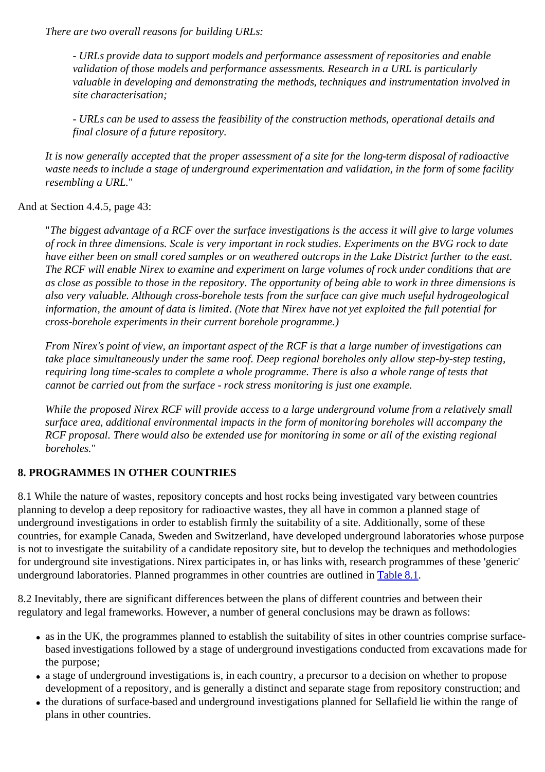> *There are two overall reasons for building URLs:*
>
> > *- URLs provide data to support models and performance assessment of repositories and enable validation of those models and performance assessments. Research in a URL is particularly valuable in developing and demonstrating the methods, techniques and instrumentation involved in site characterisation;*
> >
> > *- URLs can be used to assess the feasibility of the construction methods, operational details and final closure of a future repository.*
>
> *It is now generally accepted that the proper assessment of a site for the long-term disposal of radioactive waste needs to include a stage of underground experimentation and validation, in the form of some facility resembling a URL.*"

And at Section 4.4.5, page 43:

> "*The biggest advantage of a RCF over the surface investigations is the access it will give to large volumes of rock in three dimensions. Scale is very important in rock studies. Experiments on the BVG rock to date have either been on small cored samples or on weathered outcrops in the Lake District further to the east. The RCF will enable Nirex to examine and experiment on large volumes of rock under conditions that are as close as possible to those in the repository. The opportunity of being able to work in three dimensions is also very valuable. Although cross-borehole tests from the surface can give much useful hydrogeological information, the amount of data is limited. (Note that Nirex have not yet exploited the full potential for cross-borehole experiments in their current borehole programme.)*
>
> *From Nirex's point of view, an important aspect of the RCF is that a large number of investigations can take place simultaneously under the same roof. Deep regional boreholes only allow step-by-step testing, requiring long time-scales to complete a whole programme. There is also a whole range of tests that cannot be carried out from the surface - rock stress monitoring is just one example.*
>
> *While the proposed Nirex RCF will provide access to a large underground volume from a relatively small surface area, additional environmental impacts in the form of monitoring boreholes will accompany the RCF proposal. There would also be extended use for monitoring in some or all of the existing regional boreholes.*"

## 8. PROGRAMMES IN OTHER COUNTRIES

8.1 While the nature of wastes, repository concepts and host rocks being investigated vary between countries planning to develop a deep repository for radioactive wastes, they all have in common a planned stage of underground investigations in order to establish firmly the suitability of a site. Additionally, some of these countries, for example Canada, Sweden and Switzerland, have developed underground laboratories whose purpose is not to investigate the suitability of a candidate repository site, but to develop the techniques and methodologies for underground site investigations. Nirex participates in, or has links with, research programmes of these 'generic' underground laboratories. Planned programmes in other countries are outlined in Table 8.1.

8.2 Inevitably, there are significant differences between the plans of different countries and between their regulatory and legal frameworks. However, a number of general conclusions may be drawn as follows:

- as in the UK, the programmes planned to establish the suitability of sites in other countries comprise surface-based investigations followed by a stage of underground investigations conducted from excavations made for the purpose;
- a stage of underground investigations is, in each country, a precursor to a decision on whether to propose development of a repository, and is generally a distinct and separate stage from repository construction; and
- the durations of surface-based and underground investigations planned for Sellafield lie within the range of plans in other countries.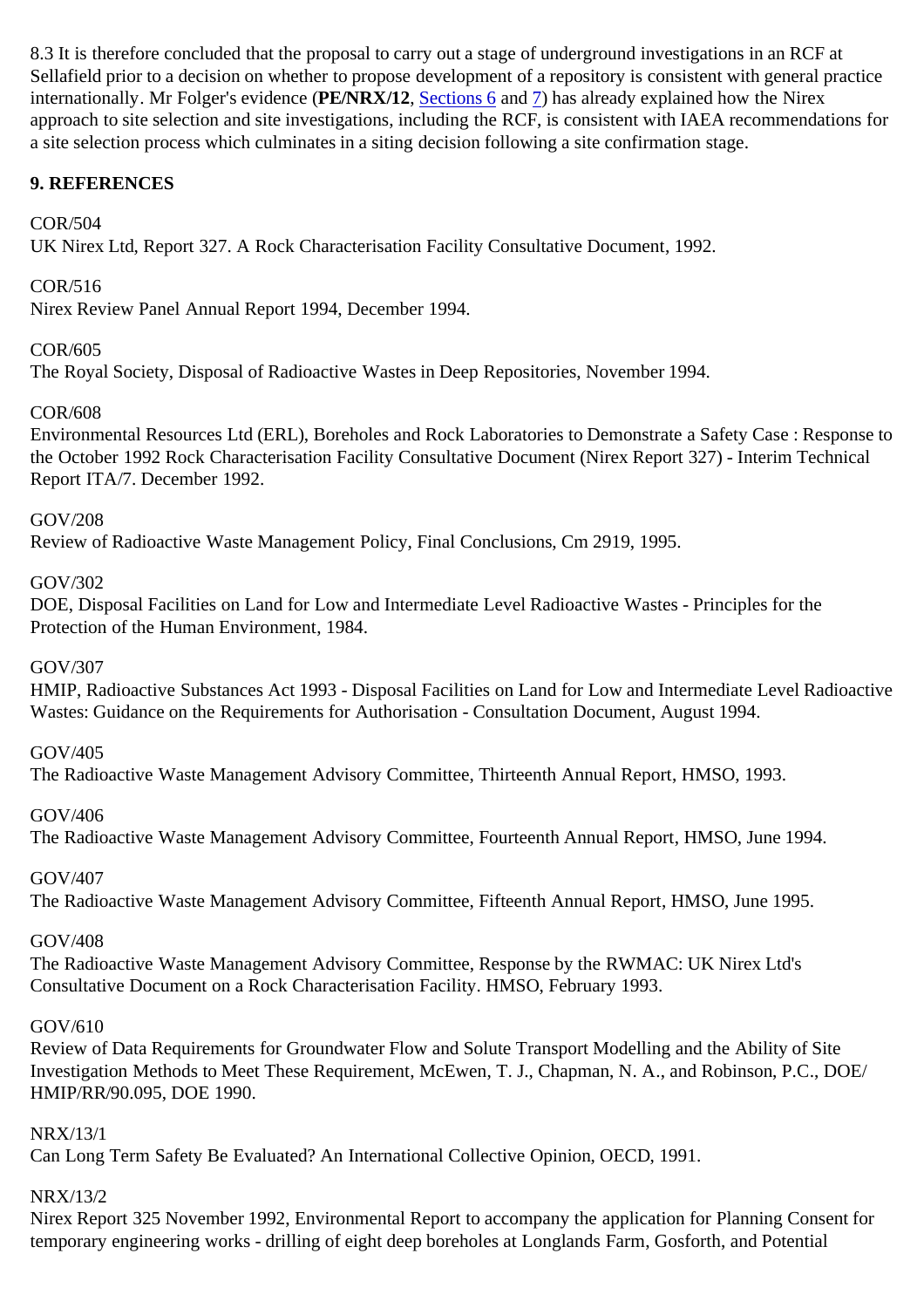8.3 It is therefore concluded that the proposal to carry out a stage of underground investigations in an RCF at Sellafield prior to a decision on whether to propose development of a repository is consistent with general practice internationally. Mr Folger's evidence (**PE/NRX/12**, Sections 6 and 7) has already explained how the Nirex approach to site selection and site investigations, including the RCF, is consistent with IAEA recommendations for a site selection process which culminates in a siting decision following a site confirmation stage.

## 9. REFERENCES

COR/504
UK Nirex Ltd, Report 327. A Rock Characterisation Facility Consultative Document, 1992.

COR/516
Nirex Review Panel Annual Report 1994, December 1994.

COR/605
The Royal Society, Disposal of Radioactive Wastes in Deep Repositories, November 1994.

COR/608
Environmental Resources Ltd (ERL), Boreholes and Rock Laboratories to Demonstrate a Safety Case : Response to the October 1992 Rock Characterisation Facility Consultative Document (Nirex Report 327) - Interim Technical Report ITA/7. December 1992.

GOV/208
Review of Radioactive Waste Management Policy, Final Conclusions, Cm 2919, 1995.

GOV/302
DOE, Disposal Facilities on Land for Low and Intermediate Level Radioactive Wastes - Principles for the Protection of the Human Environment, 1984.

GOV/307
HMIP, Radioactive Substances Act 1993 - Disposal Facilities on Land for Low and Intermediate Level Radioactive Wastes: Guidance on the Requirements for Authorisation - Consultation Document, August 1994.

GOV/405
The Radioactive Waste Management Advisory Committee, Thirteenth Annual Report, HMSO, 1993.

GOV/406
The Radioactive Waste Management Advisory Committee, Fourteenth Annual Report, HMSO, June 1994.

GOV/407
The Radioactive Waste Management Advisory Committee, Fifteenth Annual Report, HMSO, June 1995.

GOV/408
The Radioactive Waste Management Advisory Committee, Response by the RWMAC: UK Nirex Ltd's Consultative Document on a Rock Characterisation Facility. HMSO, February 1993.

GOV/610
Review of Data Requirements for Groundwater Flow and Solute Transport Modelling and the Ability of Site Investigation Methods to Meet These Requirement, McEwen, T. J., Chapman, N. A., and Robinson, P.C., DOE/HMIP/RR/90.095, DOE 1990.

NRX/13/1
Can Long Term Safety Be Evaluated? An International Collective Opinion, OECD, 1991.

NRX/13/2
Nirex Report 325 November 1992, Environmental Report to accompany the application for Planning Consent for temporary engineering works - drilling of eight deep boreholes at Longlands Farm, Gosforth, and Potential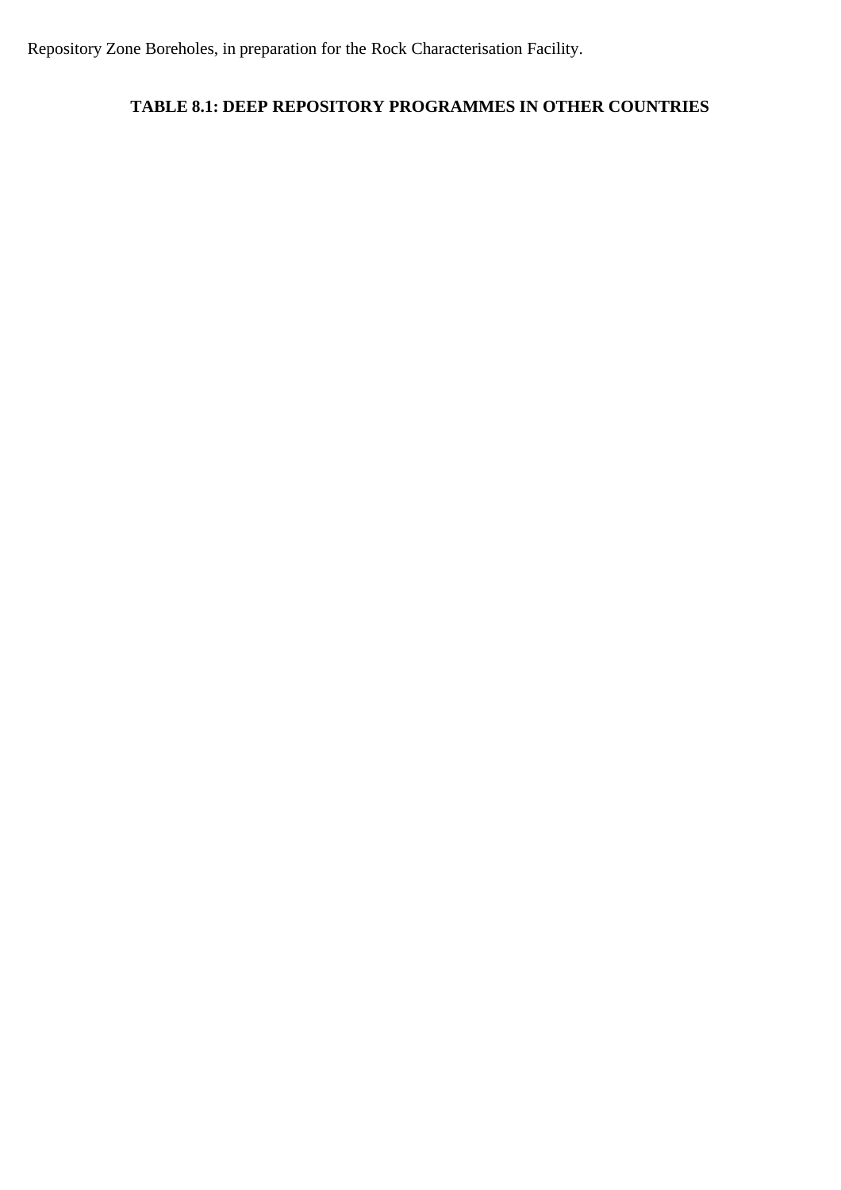Repository Zone Boreholes, in preparation for the Rock Characterisation Facility.

**TABLE 8.1: DEEP REPOSITORY PROGRAMMES IN OTHER COUNTRIES**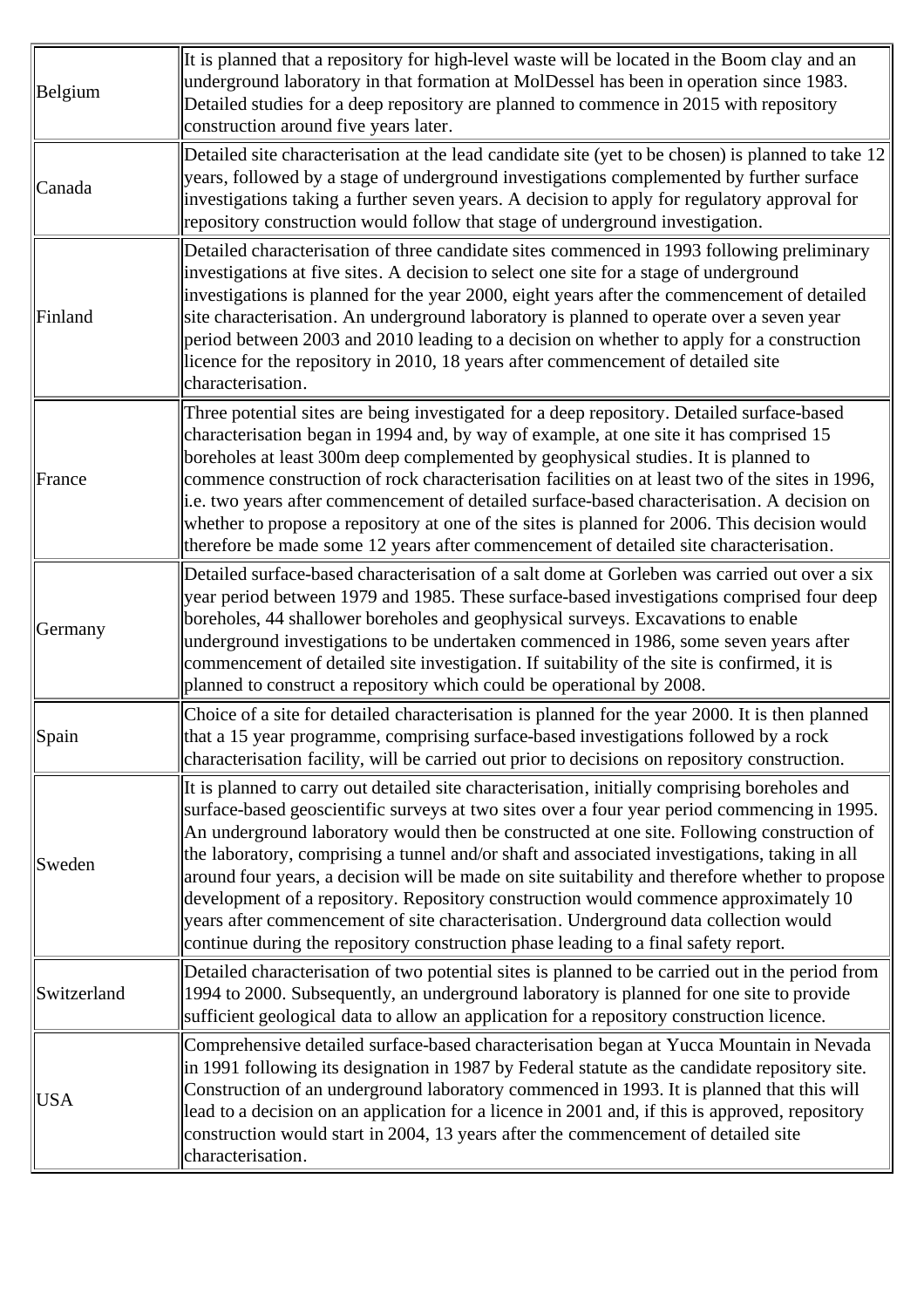| | |
|---|---|
| Belgium | It is planned that a repository for high-level waste will be located in the Boom clay and an underground laboratory in that formation at MolDessel has been in operation since 1983. Detailed studies for a deep repository are planned to commence in 2015 with repository construction around five years later. |
| Canada | Detailed site characterisation at the lead candidate site (yet to be chosen) is planned to take 12 years, followed by a stage of underground investigations complemented by further surface investigations taking a further seven years. A decision to apply for regulatory approval for repository construction would follow that stage of underground investigation. |
| Finland | Detailed characterisation of three candidate sites commenced in 1993 following preliminary investigations at five sites. A decision to select one site for a stage of underground investigations is planned for the year 2000, eight years after the commencement of detailed site characterisation. An underground laboratory is planned to operate over a seven year period between 2003 and 2010 leading to a decision on whether to apply for a construction licence for the repository in 2010, 18 years after commencement of detailed site characterisation. |
| France | Three potential sites are being investigated for a deep repository. Detailed surface-based characterisation began in 1994 and, by way of example, at one site it has comprised 15 boreholes at least 300m deep complemented by geophysical studies. It is planned to commence construction of rock characterisation facilities on at least two of the sites in 1996, i.e. two years after commencement of detailed surface-based characterisation. A decision on whether to propose a repository at one of the sites is planned for 2006. This decision would therefore be made some 12 years after commencement of detailed site characterisation. |
| Germany | Detailed surface-based characterisation of a salt dome at Gorleben was carried out over a six year period between 1979 and 1985. These surface-based investigations comprised four deep boreholes, 44 shallower boreholes and geophysical surveys. Excavations to enable underground investigations to be undertaken commenced in 1986, some seven years after commencement of detailed site investigation. If suitability of the site is confirmed, it is planned to construct a repository which could be operational by 2008. |
| Spain | Choice of a site for detailed characterisation is planned for the year 2000. It is then planned that a 15 year programme, comprising surface-based investigations followed by a rock characterisation facility, will be carried out prior to decisions on repository construction. |
| Sweden | It is planned to carry out detailed site characterisation, initially comprising boreholes and surface-based geoscientific surveys at two sites over a four year period commencing in 1995. An underground laboratory would then be constructed at one site. Following construction of the laboratory, comprising a tunnel and/or shaft and associated investigations, taking in all around four years, a decision will be made on site suitability and therefore whether to propose development of a repository. Repository construction would commence approximately 10 years after commencement of site characterisation. Underground data collection would continue during the repository construction phase leading to a final safety report. |
| Switzerland | Detailed characterisation of two potential sites is planned to be carried out in the period from 1994 to 2000. Subsequently, an underground laboratory is planned for one site to provide sufficient geological data to allow an application for a repository construction licence. |
| USA | Comprehensive detailed surface-based characterisation began at Yucca Mountain in Nevada in 1991 following its designation in 1987 by Federal statute as the candidate repository site. Construction of an underground laboratory commenced in 1993. It is planned that this will lead to a decision on an application for a licence in 2001 and, if this is approved, repository construction would start in 2004, 13 years after the commencement of detailed site characterisation. |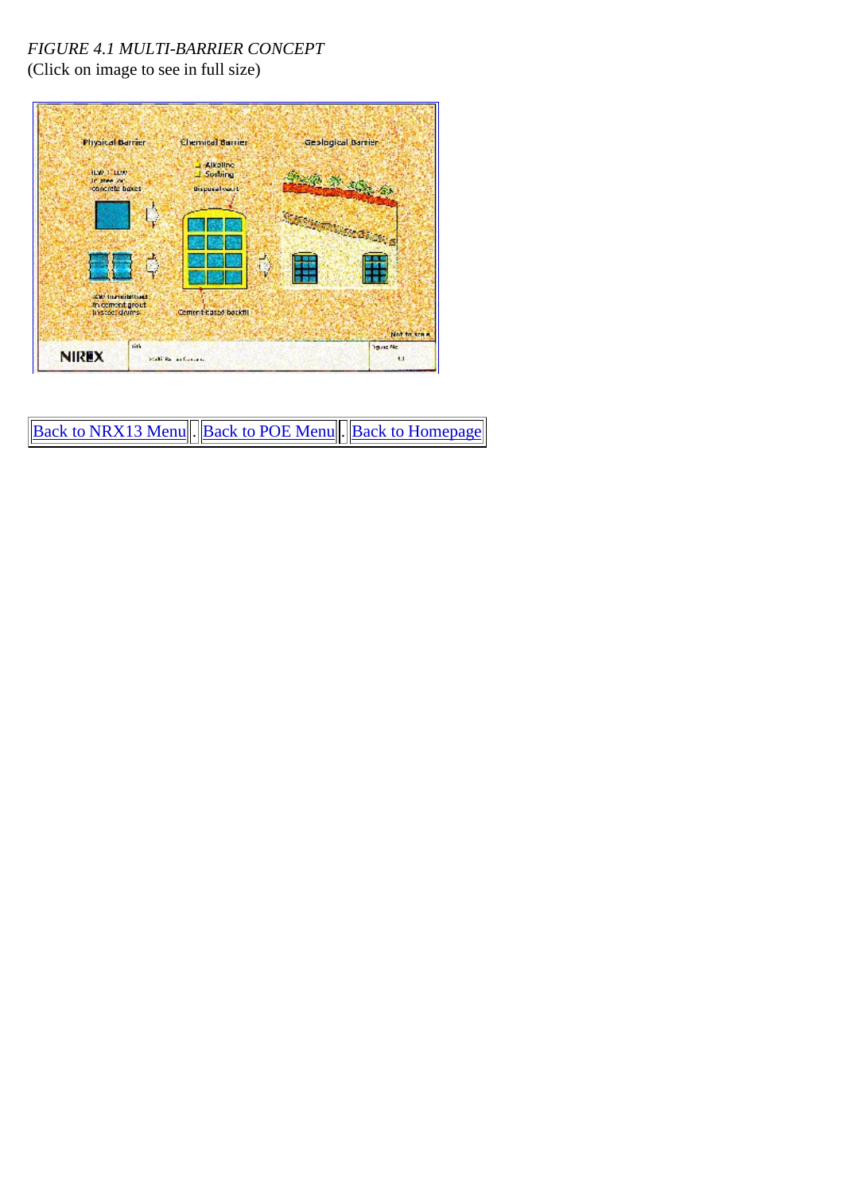*FIGURE 4.1 MULTI-BARRIER CONCEPT*
(Click on image to see in full size)

| Back to NRX13 Menu | . | Back to POE Menu | . | Back to Homepage |
|---|---|---|---|---|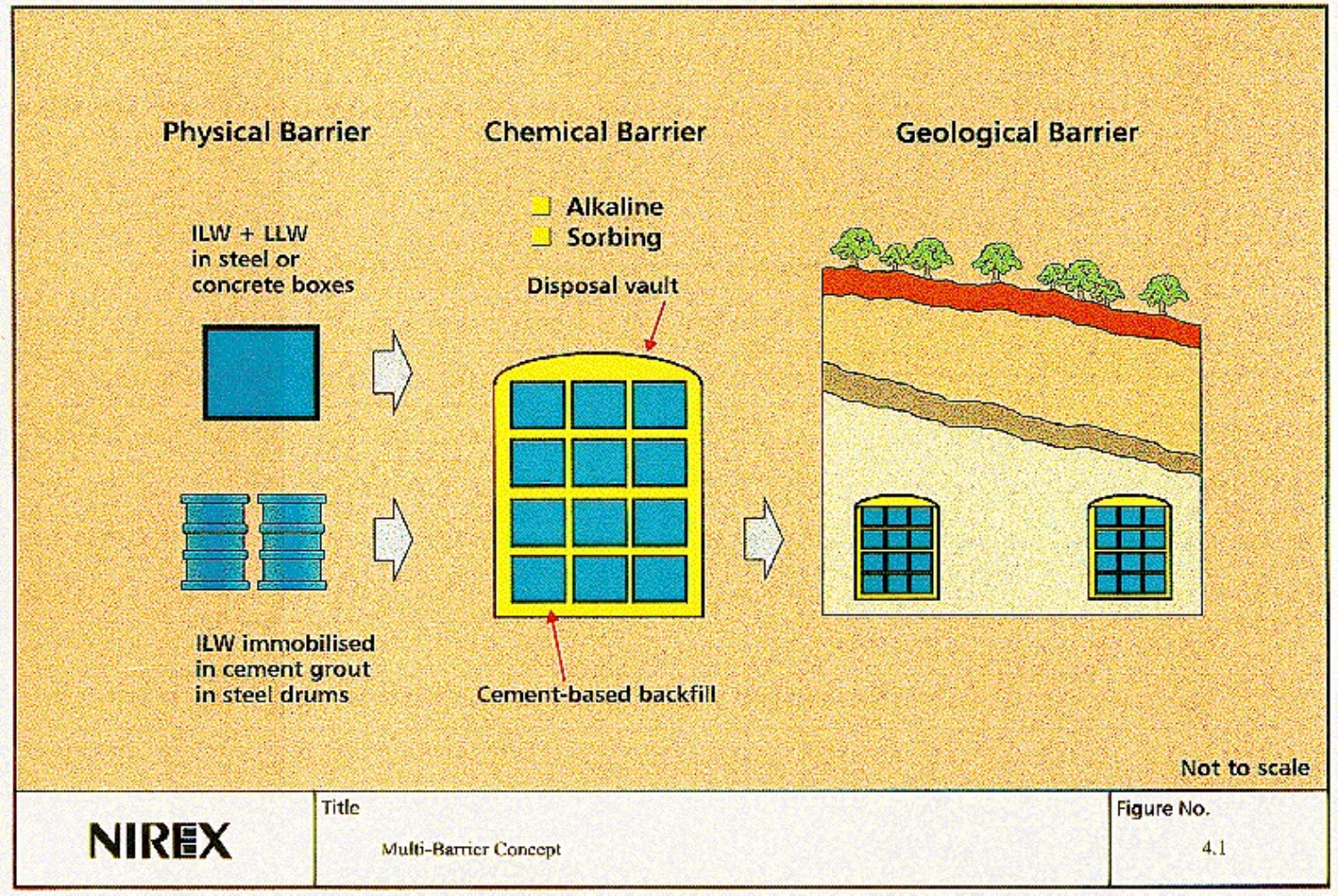Physical Barrier

Chemical Barrier

Geological Barrier

ILW + LLW
in steel or
concrete boxes

ILW immobilised
in cement grout
in steel drums

Alkaline
Sorbing

Disposal vault

Cement-based backfill

Not to scale

NIREX

Title

Multi-Barrier Concept

Figure No.

4.1